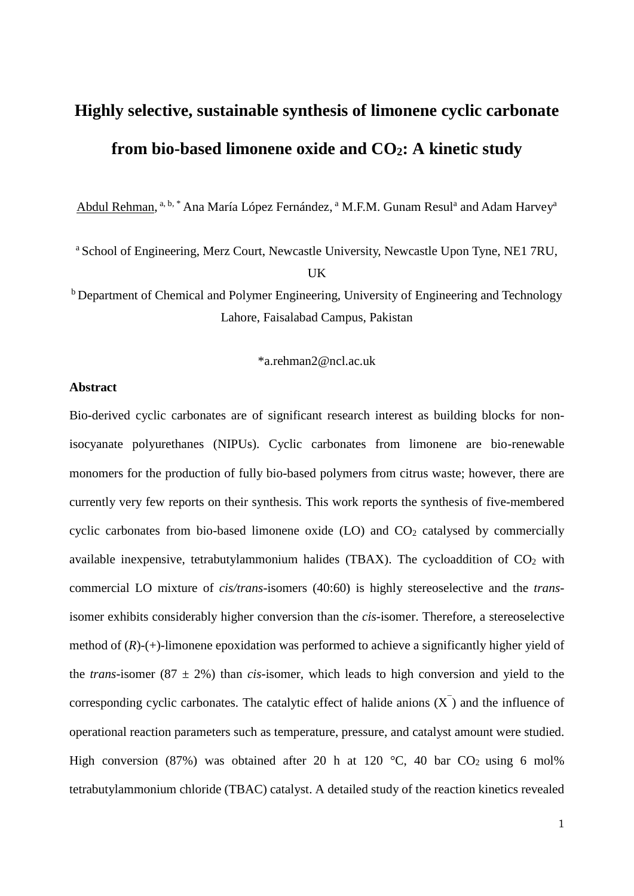# Highly selective, sustainable synthesis of limonene cyclic carbonate from bio-based limonene oxide and $CO_2$: A kinetic study

Abdul Rehman, [a, b, *] Ana María López Fernández, [a] M.F.M. Gunam Resul[a] and Adam Harvey[a]

[a] School of Engineering, Merz Court, Newcastle University, Newcastle Upon Tyne, NE1 7RU, UK

[b] Department of Chemical and Polymer Engineering, University of Engineering and Technology Lahore, Faisalabad Campus, Pakistan

*a.rehman2@ncl.ac.uk

**Abstract**

Bio-derived cyclic carbonates are of significant research interest as building blocks for non-isocyanate polyurethanes (NIPUs). Cyclic carbonates from limonene are bio-renewable monomers for the production of fully bio-based polymers from citrus waste; however, there are currently very few reports on their synthesis. This work reports the synthesis of five-membered cyclic carbonates from bio-based limonene oxide (LO) and $CO_2$ catalysed by commercially available inexpensive, tetrabutylammonium halides (TBAX). The cycloaddition of $CO_2$ with commercial LO mixture of *cis/trans*-isomers (40:60) is highly stereoselective and the *trans*-isomer exhibits considerably higher conversion than the *cis*-isomer. Therefore, a stereoselective method of (*R*)-(+)-limonene epoxidation was performed to achieve a significantly higher yield of the *trans*-isomer (87 ± 2%) than *cis*-isomer, which leads to high conversion and yield to the corresponding cyclic carbonates. The catalytic effect of halide anions ($X^-$) and the influence of operational reaction parameters such as temperature, pressure, and catalyst amount were studied. High conversion (87%) was obtained after 20 h at 120 °C, 40 bar $CO_2$ using 6 mol% tetrabutylammonium chloride (TBAC) catalyst. A detailed study of the reaction kinetics revealed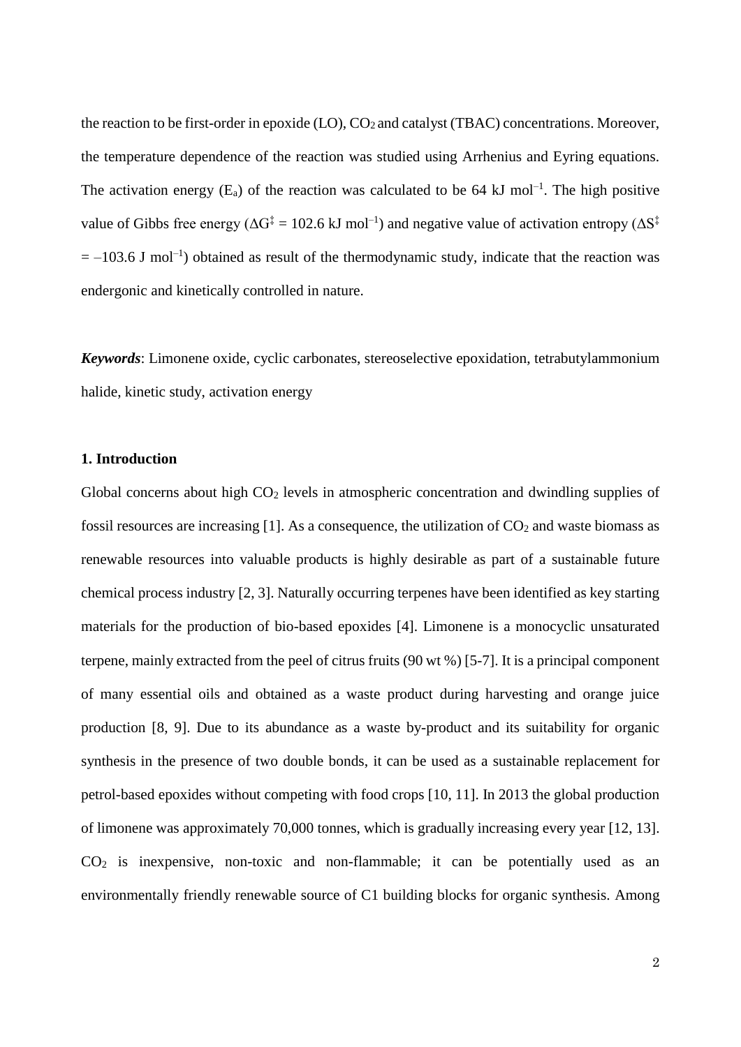the reaction to be first-order in epoxide (LO), $CO_2$ and catalyst (TBAC) concentrations. Moreover, the temperature dependence of the reaction was studied using Arrhenius and Eyring equations. The activation energy ($E_a$) of the reaction was calculated to be 64 kJ $mol^{-1}$. The high positive value of Gibbs free energy ($\Delta G^{\ddagger}$ = 102.6 kJ $mol^{-1}$) and negative value of activation entropy ($\Delta S^{\ddagger}$ = –103.6 J $mol^{-1}$) obtained as result of the thermodynamic study, indicate that the reaction was endergonic and kinetically controlled in nature.

***Keywords***: Limonene oxide, cyclic carbonates, stereoselective epoxidation, tetrabutylammonium halide, kinetic study, activation energy

## 1. Introduction

Global concerns about high $CO_2$ levels in atmospheric concentration and dwindling supplies of fossil resources are increasing [1]. As a consequence, the utilization of $CO_2$ and waste biomass as renewable resources into valuable products is highly desirable as part of a sustainable future chemical process industry [2, 3]. Naturally occurring terpenes have been identified as key starting materials for the production of bio-based epoxides [4]. Limonene is a monocyclic unsaturated terpene, mainly extracted from the peel of citrus fruits (90 wt %) [5-7]. It is a principal component of many essential oils and obtained as a waste product during harvesting and orange juice production [8, 9]. Due to its abundance as a waste by-product and its suitability for organic synthesis in the presence of two double bonds, it can be used as a sustainable replacement for petrol-based epoxides without competing with food crops [10, 11]. In 2013 the global production of limonene was approximately 70,000 tonnes, which is gradually increasing every year [12, 13]. $CO_2$ is inexpensive, non-toxic and non-flammable; it can be potentially used as an environmentally friendly renewable source of C1 building blocks for organic synthesis. Among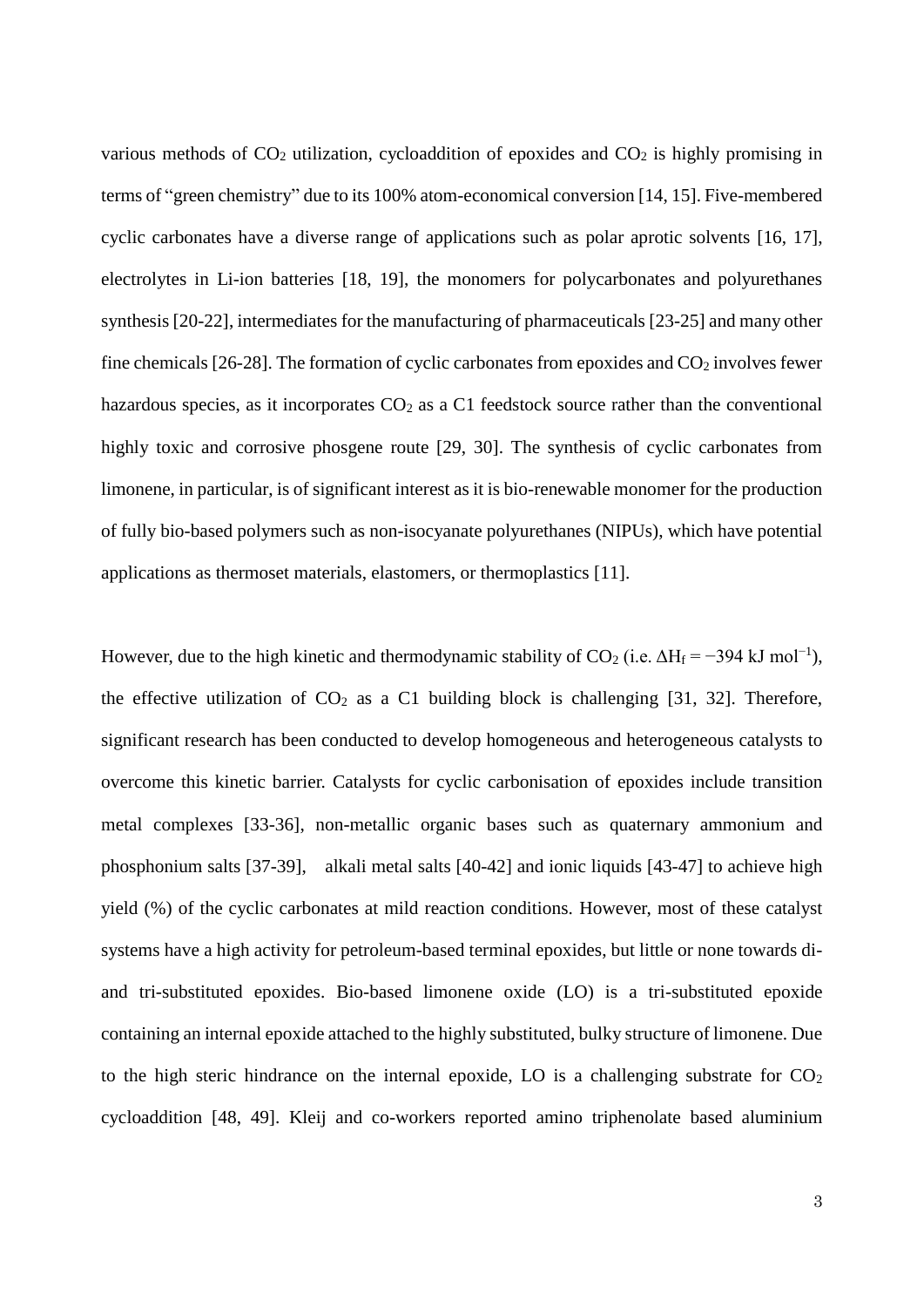various methods of $CO_2$ utilization, cycloaddition of epoxides and $CO_2$ is highly promising in terms of "green chemistry" due to its 100% atom-economical conversion [14, 15]. Five-membered cyclic carbonates have a diverse range of applications such as polar aprotic solvents [16, 17], electrolytes in Li-ion batteries [18, 19], the monomers for polycarbonates and polyurethanes synthesis [20-22], intermediates for the manufacturing of pharmaceuticals [23-25] and many other fine chemicals [26-28]. The formation of cyclic carbonates from epoxides and $CO_2$ involves fewer hazardous species, as it incorporates $CO_2$ as a C1 feedstock source rather than the conventional highly toxic and corrosive phosgene route [29, 30]. The synthesis of cyclic carbonates from limonene, in particular, is of significant interest as it is bio-renewable monomer for the production of fully bio-based polymers such as non-isocyanate polyurethanes (NIPUs), which have potential applications as thermoset materials, elastomers, or thermoplastics [11].

However, due to the high kinetic and thermodynamic stability of $CO_2$ (i.e. $\Delta H_f = -394$ kJ mol$^{-1}$), the effective utilization of $CO_2$ as a C1 building block is challenging [31, 32]. Therefore, significant research has been conducted to develop homogeneous and heterogeneous catalysts to overcome this kinetic barrier. Catalysts for cyclic carbonisation of epoxides include transition metal complexes [33-36], non-metallic organic bases such as quaternary ammonium and phosphonium salts [37-39], alkali metal salts [40-42] and ionic liquids [43-47] to achieve high yield (%) of the cyclic carbonates at mild reaction conditions. However, most of these catalyst systems have a high activity for petroleum-based terminal epoxides, but little or none towards di- and tri-substituted epoxides. Bio-based limonene oxide (LO) is a tri-substituted epoxide containing an internal epoxide attached to the highly substituted, bulky structure of limonene. Due to the high steric hindrance on the internal epoxide, LO is a challenging substrate for $CO_2$ cycloaddition [48, 49]. Kleij and co-workers reported amino triphenolate based aluminium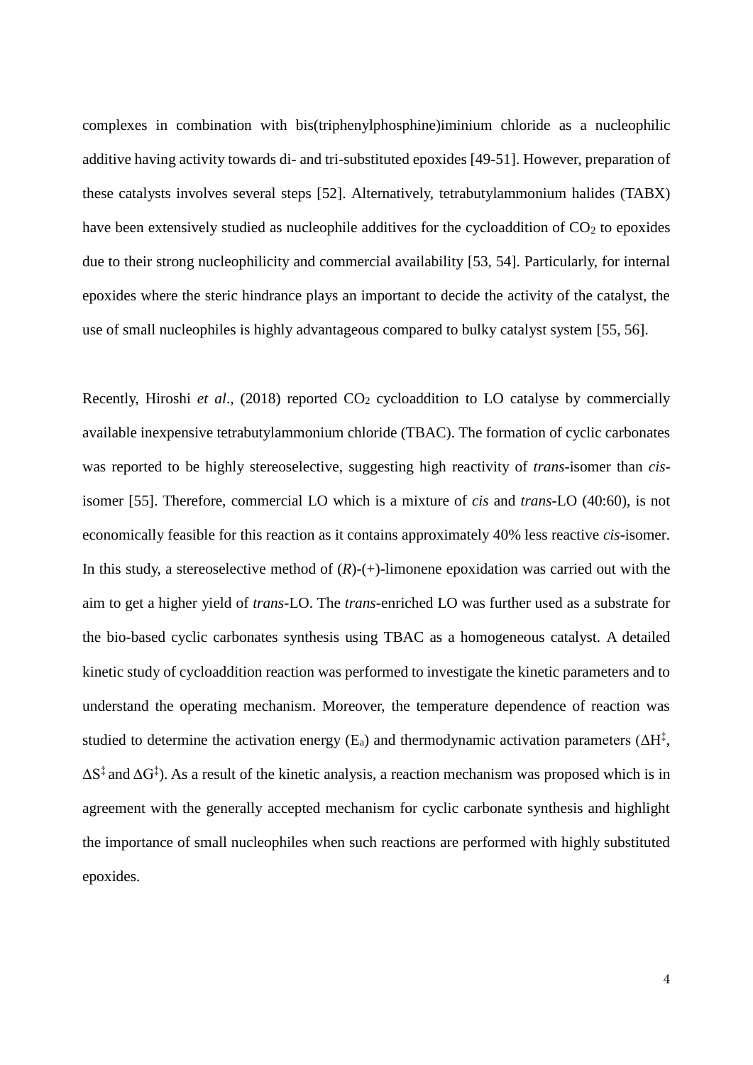complexes in combination with bis(triphenylphosphine)iminium chloride as a nucleophilic additive having activity towards di- and tri-substituted epoxides [49-51]. However, preparation of these catalysts involves several steps [52]. Alternatively, tetrabutylammonium halides (TABX) have been extensively studied as nucleophile additives for the cycloaddition of $CO_2$ to epoxides due to their strong nucleophilicity and commercial availability [53, 54]. Particularly, for internal epoxides where the steric hindrance plays an important to decide the activity of the catalyst, the use of small nucleophiles is highly advantageous compared to bulky catalyst system [55, 56].

Recently, Hiroshi *et al*., (2018) reported $CO_2$ cycloaddition to LO catalyse by commercially available inexpensive tetrabutylammonium chloride (TBAC). The formation of cyclic carbonates was reported to be highly stereoselective, suggesting high reactivity of *trans*-isomer than *cis*-isomer [55]. Therefore, commercial LO which is a mixture of *cis* and *trans*-LO (40:60), is not economically feasible for this reaction as it contains approximately 40% less reactive *cis*-isomer. In this study, a stereoselective method of (*R*)-(+)-limonene epoxidation was carried out with the aim to get a higher yield of *trans*-LO. The *trans*-enriched LO was further used as a substrate for the bio-based cyclic carbonates synthesis using TBAC as a homogeneous catalyst. A detailed kinetic study of cycloaddition reaction was performed to investigate the kinetic parameters and to understand the operating mechanism. Moreover, the temperature dependence of reaction was studied to determine the activation energy ($E_a$) and thermodynamic activation parameters ($\Delta H^{\ddagger}$, $\Delta S^{\ddagger}$ and $\Delta G^{\ddagger}$). As a result of the kinetic analysis, a reaction mechanism was proposed which is in agreement with the generally accepted mechanism for cyclic carbonate synthesis and highlight the importance of small nucleophiles when such reactions are performed with highly substituted epoxides.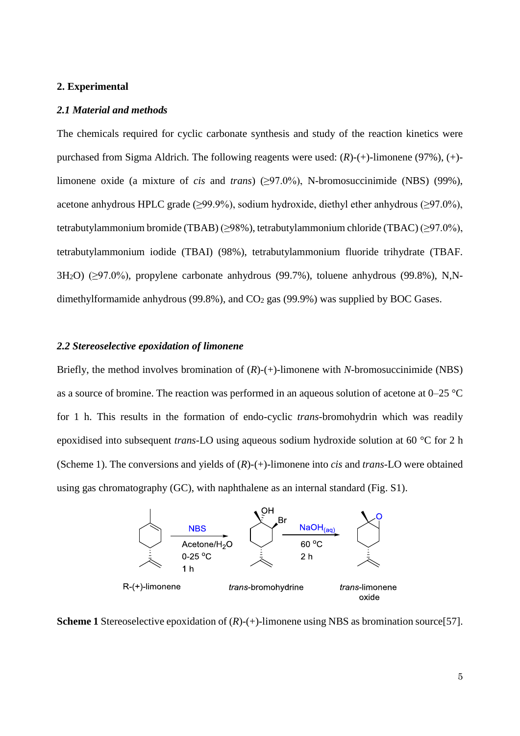## 2. Experimental

### *2.1 Material and methods*

The chemicals required for cyclic carbonate synthesis and study of the reaction kinetics were purchased from Sigma Aldrich. The following reagents were used: (*R*)-(+)-limonene (97%), (+)-limonene oxide (a mixture of *cis* and *trans*) (≥97.0%), N-bromosuccinimide (NBS) (99%), acetone anhydrous HPLC grade (≥99.9%), sodium hydroxide, diethyl ether anhydrous (≥97.0%), tetrabutylammonium bromide (TBAB) (≥98%), tetrabutylammonium chloride (TBAC) (≥97.0%), tetrabutylammonium iodide (TBAI) (98%), tetrabutylammonium fluoride trihydrate (TBAF. $3H_2O$) (≥97.0%), propylene carbonate anhydrous (99.7%), toluene anhydrous (99.8%), N,N-dimethylformamide anhydrous (99.8%), and $CO_2$ gas (99.9%) was supplied by BOC Gases.

### *2.2 Stereoselective epoxidation of limonene*

Briefly, the method involves bromination of (*R*)-(+)-limonene with *N*-bromosuccinimide (NBS) as a source of bromine. The reaction was performed in an aqueous solution of acetone at 0–25 °C for 1 h. This results in the formation of endo-cyclic *trans*-bromohydrin which was readily epoxidised into subsequent *trans*-LO using aqueous sodium hydroxide solution at 60 °C for 2 h (Scheme 1). The conversions and yields of (*R*)-(+)-limonene into *cis* and *trans*-LO were obtained using gas chromatography (GC), with naphthalene as an internal standard (Fig. S1).

**Scheme 1** Stereoselective epoxidation of (*R*)-(+)-limonene using NBS as bromination source[57].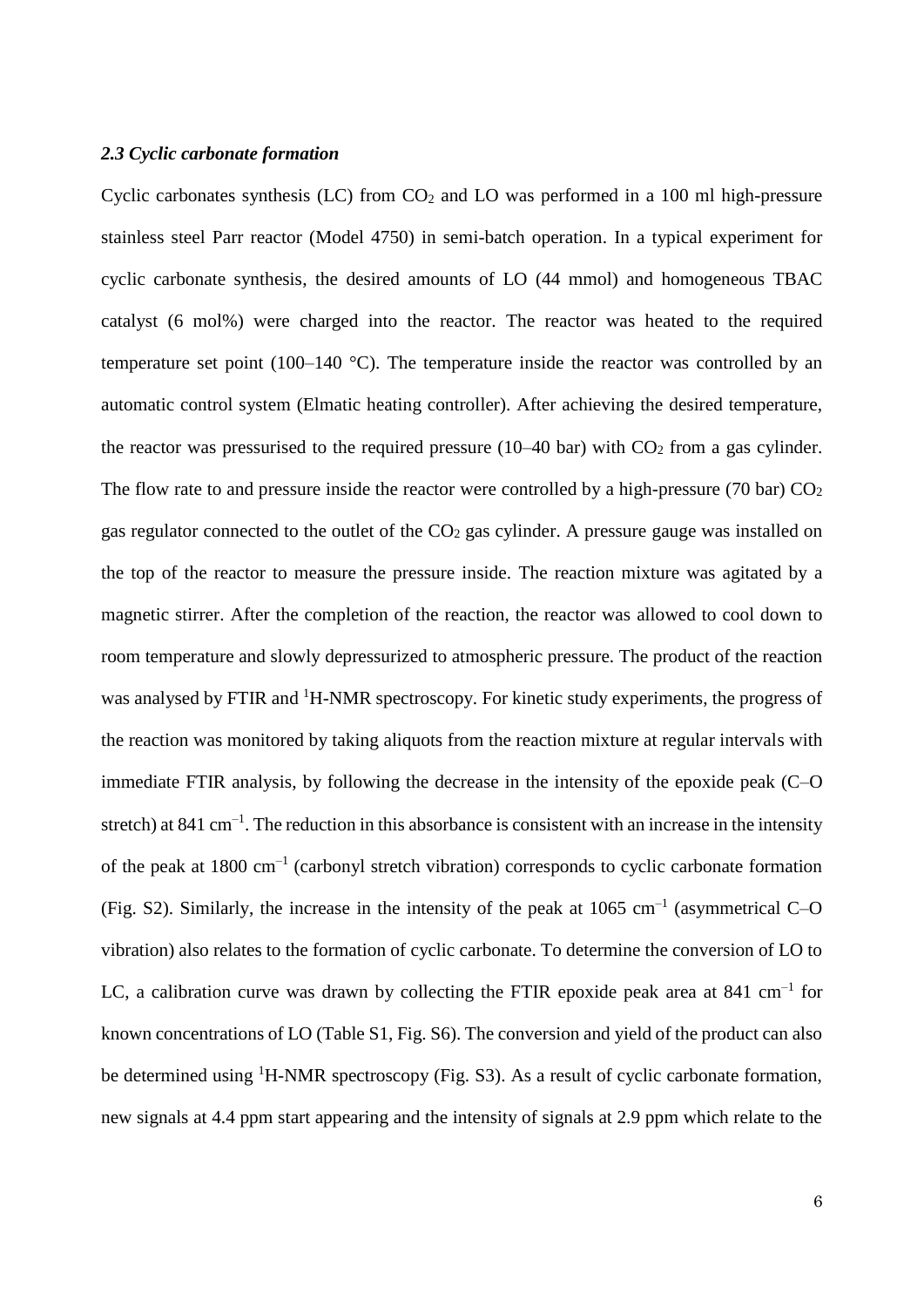### *2.3 Cyclic carbonate formation*

Cyclic carbonates synthesis (LC) from $CO_2$ and LO was performed in a 100 ml high-pressure stainless steel Parr reactor (Model 4750) in semi-batch operation. In a typical experiment for cyclic carbonate synthesis, the desired amounts of LO (44 mmol) and homogeneous TBAC catalyst (6 mol%) were charged into the reactor. The reactor was heated to the required temperature set point (100–140 °C). The temperature inside the reactor was controlled by an automatic control system (Elmatic heating controller). After achieving the desired temperature, the reactor was pressurised to the required pressure (10–40 bar) with $CO_2$ from a gas cylinder. The flow rate to and pressure inside the reactor were controlled by a high-pressure (70 bar) $CO_2$ gas regulator connected to the outlet of the $CO_2$ gas cylinder. A pressure gauge was installed on the top of the reactor to measure the pressure inside. The reaction mixture was agitated by a magnetic stirrer. After the completion of the reaction, the reactor was allowed to cool down to room temperature and slowly depressurized to atmospheric pressure. The product of the reaction was analysed by FTIR and $^1$H-NMR spectroscopy. For kinetic study experiments, the progress of the reaction was monitored by taking aliquots from the reaction mixture at regular intervals with immediate FTIR analysis, by following the decrease in the intensity of the epoxide peak (C–O stretch) at 841 cm$^{-1}$. The reduction in this absorbance is consistent with an increase in the intensity of the peak at 1800 cm$^{-1}$ (carbonyl stretch vibration) corresponds to cyclic carbonate formation (Fig. S2). Similarly, the increase in the intensity of the peak at 1065 cm$^{-1}$ (asymmetrical C–O vibration) also relates to the formation of cyclic carbonate. To determine the conversion of LO to LC, a calibration curve was drawn by collecting the FTIR epoxide peak area at 841 cm$^{-1}$ for known concentrations of LO (Table S1, Fig. S6). The conversion and yield of the product can also be determined using $^1$H-NMR spectroscopy (Fig. S3). As a result of cyclic carbonate formation, new signals at 4.4 ppm start appearing and the intensity of signals at 2.9 ppm which relate to the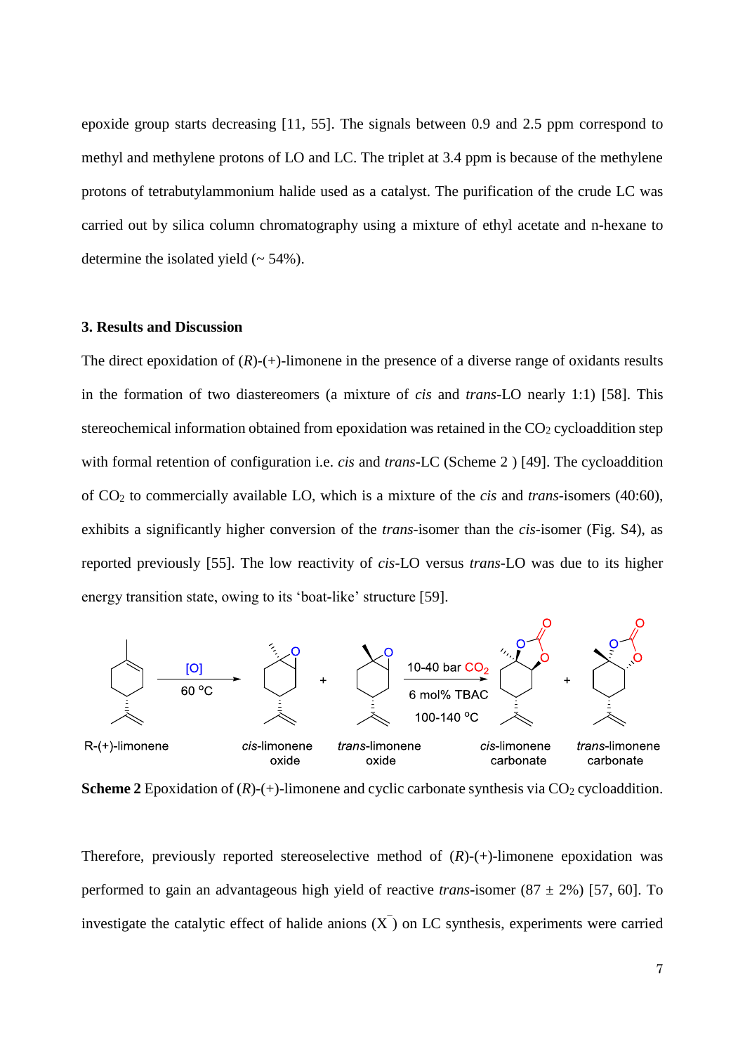epoxide group starts decreasing [11, 55]. The signals between 0.9 and 2.5 ppm correspond to methyl and methylene protons of LO and LC. The triplet at 3.4 ppm is because of the methylene protons of tetrabutylammonium halide used as a catalyst. The purification of the crude LC was carried out by silica column chromatography using a mixture of ethyl acetate and n-hexane to determine the isolated yield (~ 54%).

## 3. Results and Discussion

The direct epoxidation of (*R*)-(+)-limonene in the presence of a diverse range of oxidants results in the formation of two diastereomers (a mixture of *cis* and *trans*-LO nearly 1:1) [58]. This stereochemical information obtained from epoxidation was retained in the $CO_2$ cycloaddition step with formal retention of configuration i.e. *cis* and *trans*-LC (Scheme 2 ) [49]. The cycloaddition of $CO_2$ to commercially available LO, which is a mixture of the *cis* and *trans*-isomers (40:60), exhibits a significantly higher conversion of the *trans*-isomer than the *cis*-isomer (Fig. S4), as reported previously [55]. The low reactivity of *cis*-LO versus *trans*-LO was due to its higher energy transition state, owing to its 'boat-like' structure [59].

R-(+)-limonene → [O], 60 °C → *cis*-limonene oxide + *trans*-limonene oxide → 10-40 bar $CO_2$, 6 mol% TBAC, 100-140 °C → *cis*-limonene carbonate + *trans*-limonene carbonate

**Scheme 2** Epoxidation of (*R*)-(+)-limonene and cyclic carbonate synthesis via $CO_2$ cycloaddition.

Therefore, previously reported stereoselective method of (*R*)-(+)-limonene epoxidation was performed to gain an advantageous high yield of reactive *trans*-isomer (87 ± 2%) [57, 60]. To investigate the catalytic effect of halide anions ($X^-$) on LC synthesis, experiments were carried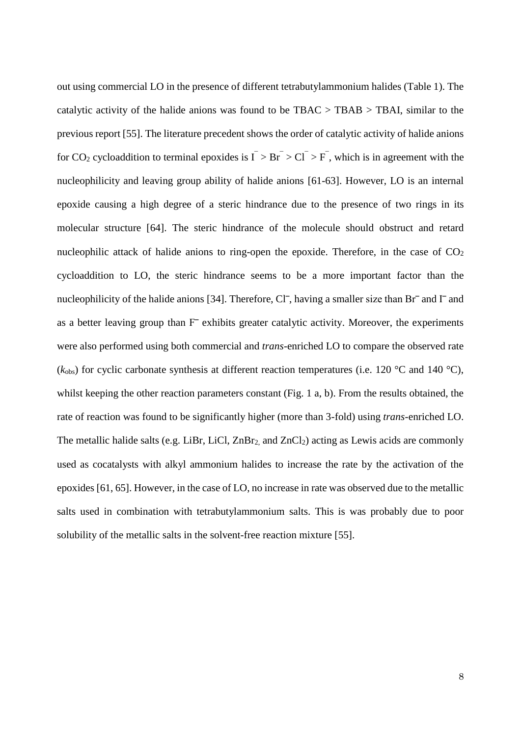out using commercial LO in the presence of different tetrabutylammonium halides (Table 1). The catalytic activity of the halide anions was found to be TBAC > TBAB > TBAI, similar to the previous report [55]. The literature precedent shows the order of catalytic activity of halide anions for $CO_2$ cycloaddition to terminal epoxides is $I^- > Br^- > Cl^- > F^-$, which is in agreement with the nucleophilicity and leaving group ability of halide anions [61-63]. However, LO is an internal epoxide causing a high degree of a steric hindrance due to the presence of two rings in its molecular structure [64]. The steric hindrance of the molecule should obstruct and retard nucleophilic attack of halide anions to ring-open the epoxide. Therefore, in the case of $CO_2$ cycloaddition to LO, the steric hindrance seems to be a more important factor than the nucleophilicity of the halide anions [34]. Therefore, $Cl^-$, having a smaller size than $Br^-$ and $I^-$ and as a better leaving group than $F^-$ exhibits greater catalytic activity. Moreover, the experiments were also performed using both commercial and *trans*-enriched LO to compare the observed rate ($k_{obs}$) for cyclic carbonate synthesis at different reaction temperatures (i.e. 120 °C and 140 °C), whilst keeping the other reaction parameters constant (Fig. 1 a, b). From the results obtained, the rate of reaction was found to be significantly higher (more than 3-fold) using *trans*-enriched LO. The metallic halide salts (e.g. LiBr, LiCl, $ZnBr_2$, and $ZnCl_2$) acting as Lewis acids are commonly used as cocatalysts with alkyl ammonium halides to increase the rate by the activation of the epoxides [61, 65]. However, in the case of LO, no increase in rate was observed due to the metallic salts used in combination with tetrabutylammonium salts. This is was probably due to poor solubility of the metallic salts in the solvent-free reaction mixture [55].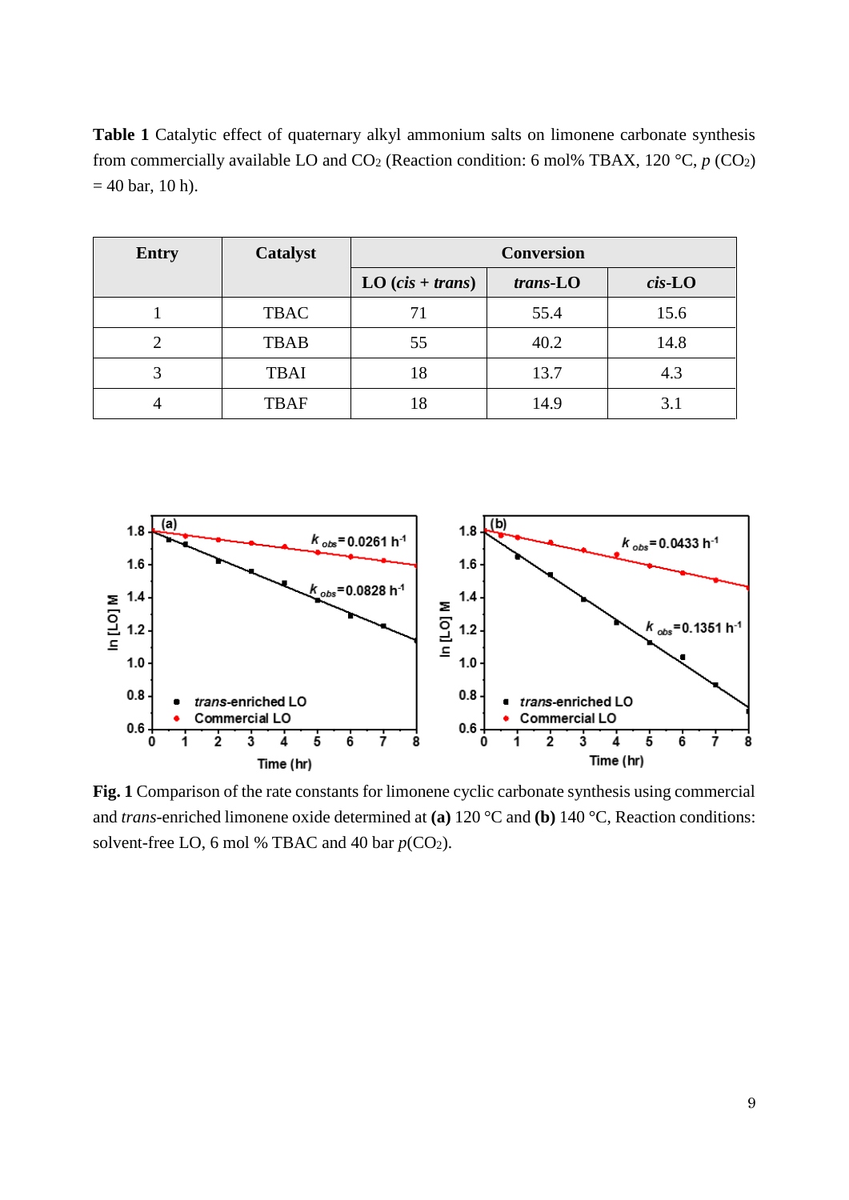**Table 1** Catalytic effect of quaternary alkyl ammonium salts on limonene carbonate synthesis from commercially available LO and $CO_2$ (Reaction condition: 6 mol% TBAX, 120 °C, $p$ ($CO_2$) = 40 bar, 10 h).

| Entry | Catalyst | Conversion | | |
|---|---|---|---|---|
| | | LO (*cis* + *trans*) | *trans*-LO | *cis*-LO |
| 1 | TBAC | 71 | 55.4 | 15.6 |
| 2 | TBAB | 55 | 40.2 | 14.8 |
| 3 | TBAI | 18 | 13.7 | 4.3 |
| 4 | TBAF | 18 | 14.9 | 3.1 |

**Fig. 1** Comparison of the rate constants for limonene cyclic carbonate synthesis using commercial and *trans*-enriched limonene oxide determined at **(a)** 120 °C and **(b)** 140 °C, Reaction conditions: solvent-free LO, 6 mol % TBAC and 40 bar $p(CO_2)$.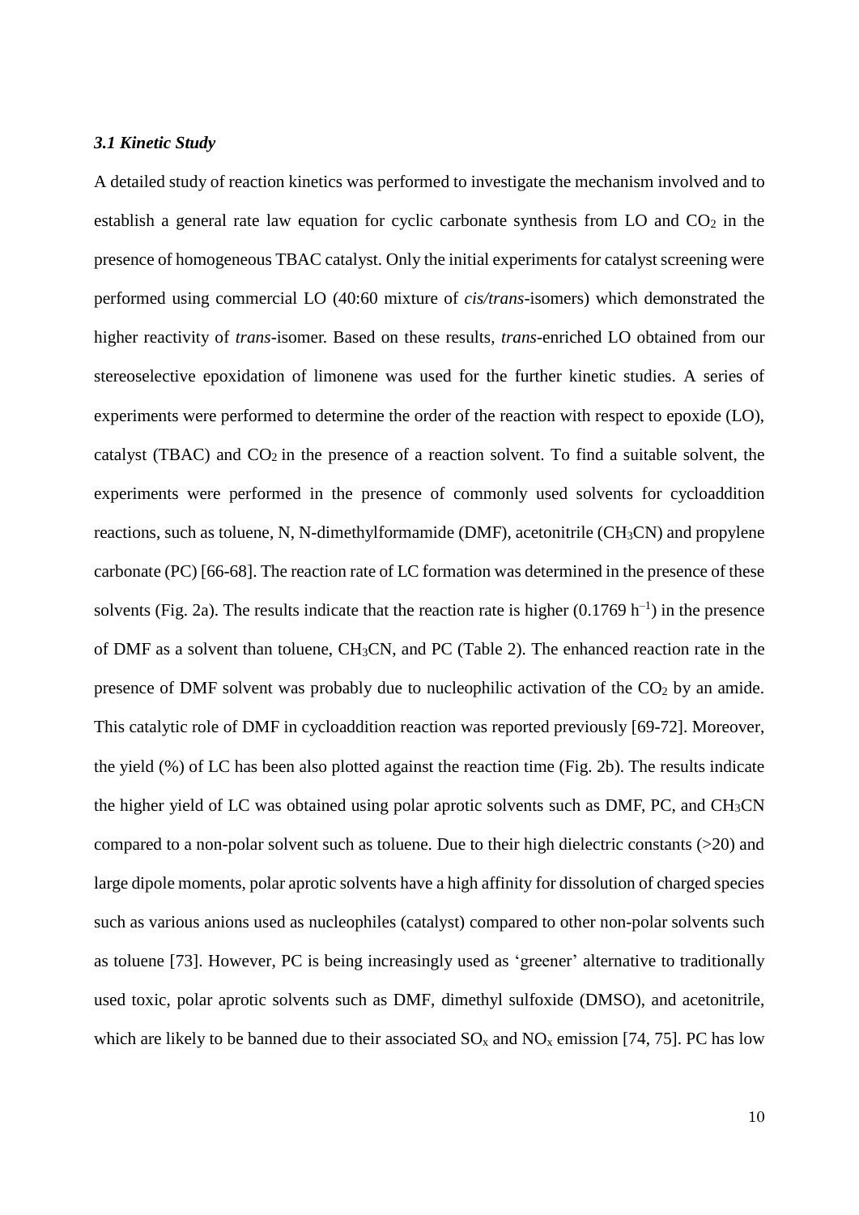### *3.1 Kinetic Study*

A detailed study of reaction kinetics was performed to investigate the mechanism involved and to establish a general rate law equation for cyclic carbonate synthesis from LO and $CO_2$ in the presence of homogeneous TBAC catalyst. Only the initial experiments for catalyst screening were performed using commercial LO (40:60 mixture of *cis/trans*-isomers) which demonstrated the higher reactivity of *trans*-isomer. Based on these results, *trans*-enriched LO obtained from our stereoselective epoxidation of limonene was used for the further kinetic studies. A series of experiments were performed to determine the order of the reaction with respect to epoxide (LO), catalyst (TBAC) and $CO_2$ in the presence of a reaction solvent. To find a suitable solvent, the experiments were performed in the presence of commonly used solvents for cycloaddition reactions, such as toluene, N, N-dimethylformamide (DMF), acetonitrile ($CH_3CN$) and propylene carbonate (PC) [66-68]. The reaction rate of LC formation was determined in the presence of these solvents (Fig. 2a). The results indicate that the reaction rate is higher (0.1769 $h^{-1}$) in the presence of DMF as a solvent than toluene, $CH_3CN$, and PC (Table 2). The enhanced reaction rate in the presence of DMF solvent was probably due to nucleophilic activation of the $CO_2$ by an amide. This catalytic role of DMF in cycloaddition reaction was reported previously [69-72]. Moreover, the yield (%) of LC has been also plotted against the reaction time (Fig. 2b). The results indicate the higher yield of LC was obtained using polar aprotic solvents such as DMF, PC, and $CH_3CN$ compared to a non-polar solvent such as toluene. Due to their high dielectric constants (>20) and large dipole moments, polar aprotic solvents have a high affinity for dissolution of charged species such as various anions used as nucleophiles (catalyst) compared to other non-polar solvents such as toluene [73]. However, PC is being increasingly used as 'greener' alternative to traditionally used toxic, polar aprotic solvents such as DMF, dimethyl sulfoxide (DMSO), and acetonitrile, which are likely to be banned due to their associated $SO_x$ and $NO_x$ emission [74, 75]. PC has low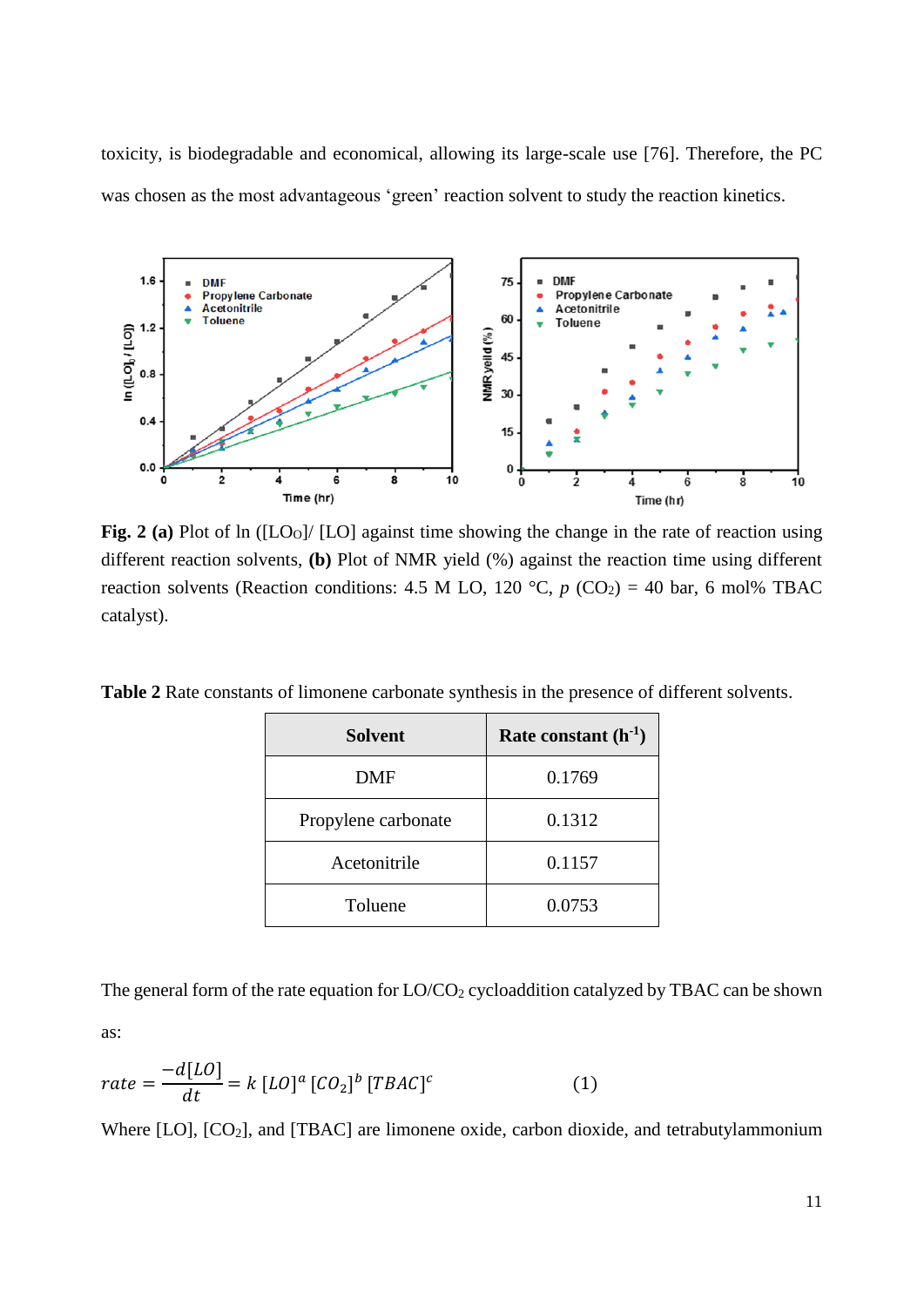toxicity, is biodegradable and economical, allowing its large-scale use [76]. Therefore, the PC was chosen as the most advantageous 'green' reaction solvent to study the reaction kinetics.

**Fig. 2 (a)** Plot of ln ($[LO_O]$/ $[LO]$) against time showing the change in the rate of reaction using different reaction solvents, **(b)** Plot of NMR yield (%) against the reaction time using different reaction solvents (Reaction conditions: 4.5 M LO, 120 °C, *p* ($CO_2$) = 40 bar, 6 mol% TBAC catalyst).

**Table 2** Rate constants of limonene carbonate synthesis in the presence of different solvents.

| Solvent | Rate constant ($h^{-1}$) |
|---|---|
| DMF | 0.1769 |
| Propylene carbonate | 0.1312 |
| Acetonitrile | 0.1157 |
| Toluene | 0.0753 |

The general form of the rate equation for LO/$CO_2$ cycloaddition catalyzed by TBAC can be shown as:

$$rate = \frac{-d[LO]}{dt} = k\ [LO]^a\ [CO_2]^b\ [TBAC]^c \qquad (1)$$

Where [LO], [$CO_2$], and [TBAC] are limonene oxide, carbon dioxide, and tetrabutylammonium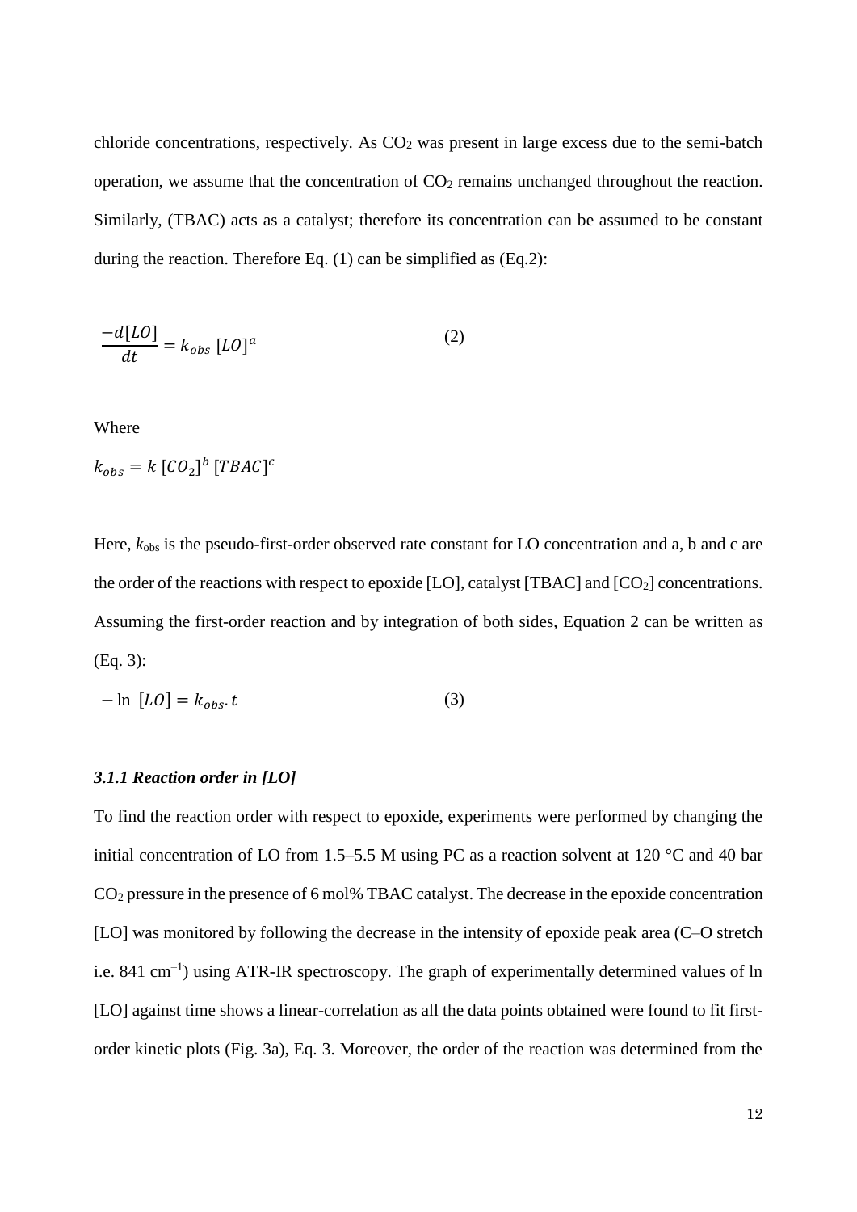chloride concentrations, respectively. As $CO_2$ was present in large excess due to the semi-batch operation, we assume that the concentration of $CO_2$ remains unchanged throughout the reaction. Similarly, (TBAC) acts as a catalyst; therefore its concentration can be assumed to be constant during the reaction. Therefore Eq. (1) can be simplified as (Eq.2):

$$\frac{-d[LO]}{dt} = k_{obs}\ [LO]^{a} \qquad (2)$$

Where

$$k_{obs} = k\ [CO_2]^{b}\ [TBAC]^{c}$$

Here, $k_{obs}$ is the pseudo-first-order observed rate constant for LO concentration and a, b and c are the order of the reactions with respect to epoxide [LO], catalyst [TBAC] and $[CO_2]$ concentrations. Assuming the first-order reaction and by integration of both sides, Equation 2 can be written as (Eq. 3):

$$-\ln\ [LO] = k_{obs}.t \qquad (3)$$

### *3.1.1 Reaction order in [LO]*

To find the reaction order with respect to epoxide, experiments were performed by changing the initial concentration of LO from 1.5–5.5 M using PC as a reaction solvent at 120 °C and 40 bar $CO_2$ pressure in the presence of 6 mol% TBAC catalyst. The decrease in the epoxide concentration [LO] was monitored by following the decrease in the intensity of epoxide peak area (C–O stretch i.e. 841 $cm^{-1}$) using ATR-IR spectroscopy. The graph of experimentally determined values of ln [LO] against time shows a linear-correlation as all the data points obtained were found to fit first-order kinetic plots (Fig. 3a), Eq. 3. Moreover, the order of the reaction was determined from the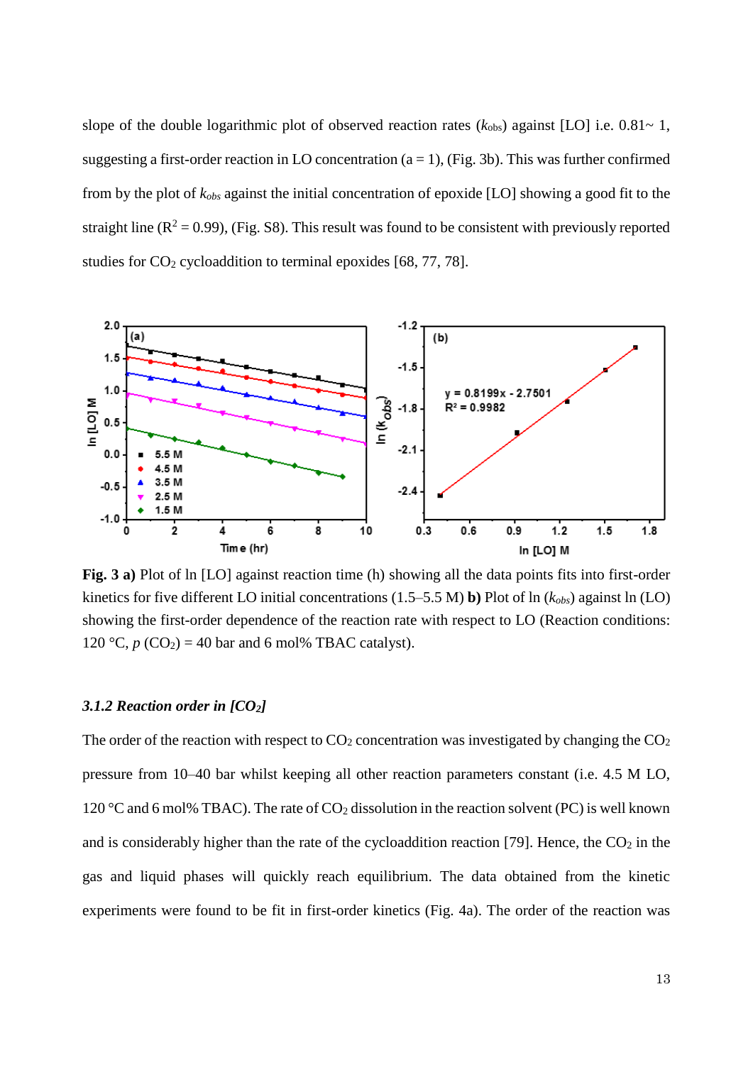slope of the double logarithmic plot of observed reaction rates ($k_{obs}$) against [LO] i.e. 0.81~ 1, suggesting a first-order reaction in LO concentration (a = 1), (Fig. 3b). This was further confirmed from by the plot of $k_{obs}$ against the initial concentration of epoxide [LO] showing a good fit to the straight line ($R^2$ = 0.99), (Fig. S8). This result was found to be consistent with previously reported studies for $CO_2$ cycloaddition to terminal epoxides [68, 77, 78].

**Fig. 3 a)** Plot of ln [LO] against reaction time (h) showing all the data points fits into first-order kinetics for five different LO initial concentrations (1.5–5.5 M) **b)** Plot of ln ($k_{obs}$) against ln (LO) showing the first-order dependence of the reaction rate with respect to LO (Reaction conditions: 120 °C, $p$ ($CO_2$) = 40 bar and 6 mol% TBAC catalyst).

### *3.1.2 Reaction order in [$CO_2$]*

The order of the reaction with respect to $CO_2$ concentration was investigated by changing the $CO_2$ pressure from 10–40 bar whilst keeping all other reaction parameters constant (i.e. 4.5 M LO, 120 °C and 6 mol% TBAC). The rate of $CO_2$ dissolution in the reaction solvent (PC) is well known and is considerably higher than the rate of the cycloaddition reaction [79]. Hence, the $CO_2$ in the gas and liquid phases will quickly reach equilibrium. The data obtained from the kinetic experiments were found to be fit in first-order kinetics (Fig. 4a). The order of the reaction was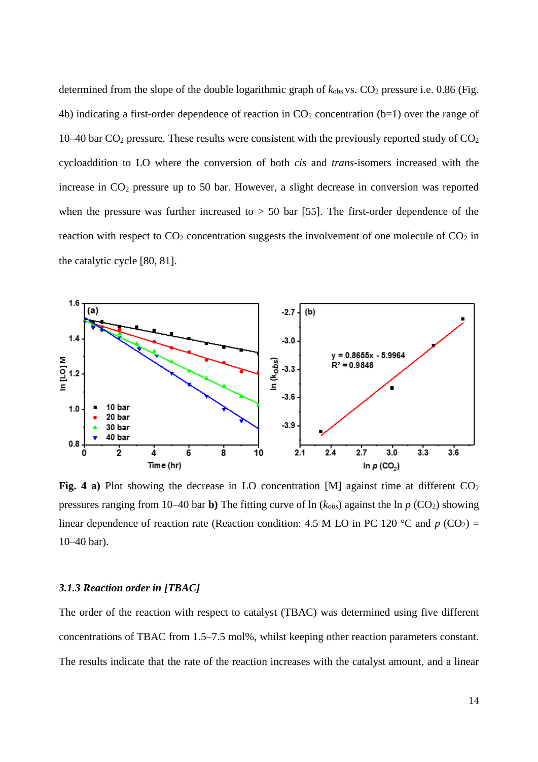determined from the slope of the double logarithmic graph of $k_{obs}$ vs. $CO_2$ pressure i.e. 0.86 (Fig. 4b) indicating a first-order dependence of reaction in $CO_2$ concentration (b=1) over the range of 10–40 bar $CO_2$ pressure. These results were consistent with the previously reported study of $CO_2$ cycloaddition to LO where the conversion of both *cis* and *trans*-isomers increased with the increase in $CO_2$ pressure up to 50 bar. However, a slight decrease in conversion was reported when the pressure was further increased to > 50 bar [55]. The first-order dependence of the reaction with respect to $CO_2$ concentration suggests the involvement of one molecule of $CO_2$ in the catalytic cycle [80, 81].

**Fig. 4 a)** Plot showing the decrease in LO concentration [M] against time at different $CO_2$ pressures ranging from 10–40 bar **b)** The fitting curve of ln ($k_{obs}$) against the ln $p$ ($CO_2$) showing linear dependence of reaction rate (Reaction condition: 4.5 M LO in PC 120 °C and $p$ ($CO_2$) = 10–40 bar).

### *3.1.3 Reaction order in [TBAC]*

The order of the reaction with respect to catalyst (TBAC) was determined using five different concentrations of TBAC from 1.5–7.5 mol%, whilst keeping other reaction parameters constant. The results indicate that the rate of the reaction increases with the catalyst amount, and a linear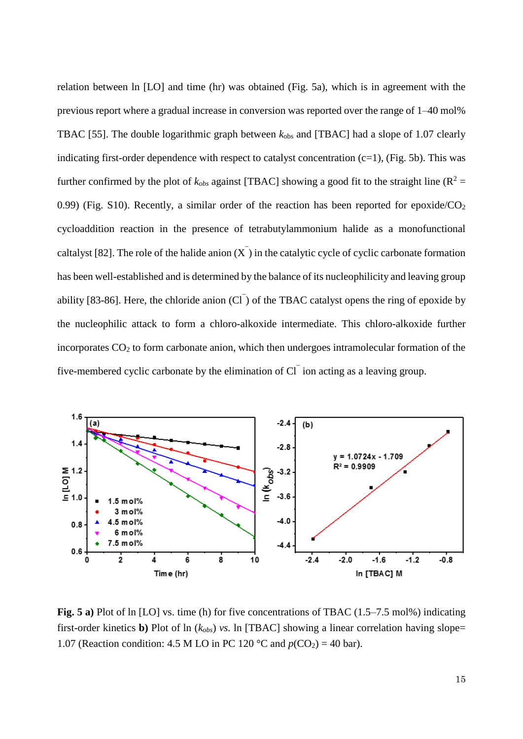relation between ln [LO] and time (hr) was obtained (Fig. 5a), which is in agreement with the previous report where a gradual increase in conversion was reported over the range of 1–40 mol% TBAC [55]. The double logarithmic graph between $k_{obs}$ and [TBAC] had a slope of 1.07 clearly indicating first-order dependence with respect to catalyst concentration (c=1), (Fig. 5b). This was further confirmed by the plot of $k_{obs}$ against [TBAC] showing a good fit to the straight line ($R^2$ = 0.99) (Fig. S10). Recently, a similar order of the reaction has been reported for epoxide/$CO_2$ cycloaddition reaction in the presence of tetrabutylammonium halide as a monofunctional caltalyst [82]. The role of the halide anion ($X^-$) in the catalytic cycle of cyclic carbonate formation has been well-established and is determined by the balance of its nucleophilicity and leaving group ability [83-86]. Here, the chloride anion ($Cl^-$) of the TBAC catalyst opens the ring of epoxide by the nucleophilic attack to form a chloro-alkoxide intermediate. This chloro-alkoxide further incorporates $CO_2$ to form carbonate anion, which then undergoes intramolecular formation of the five-membered cyclic carbonate by the elimination of $Cl^-$ ion acting as a leaving group.

**Fig. 5 a)** Plot of ln [LO] vs. time (h) for five concentrations of TBAC (1.5–7.5 mol%) indicating first-order kinetics **b)** Plot of ln ($k_{obs}$) *vs.* ln [TBAC] showing a linear correlation having slope= 1.07 (Reaction condition: 4.5 M LO in PC 120 °C and $p(CO_2)$ = 40 bar).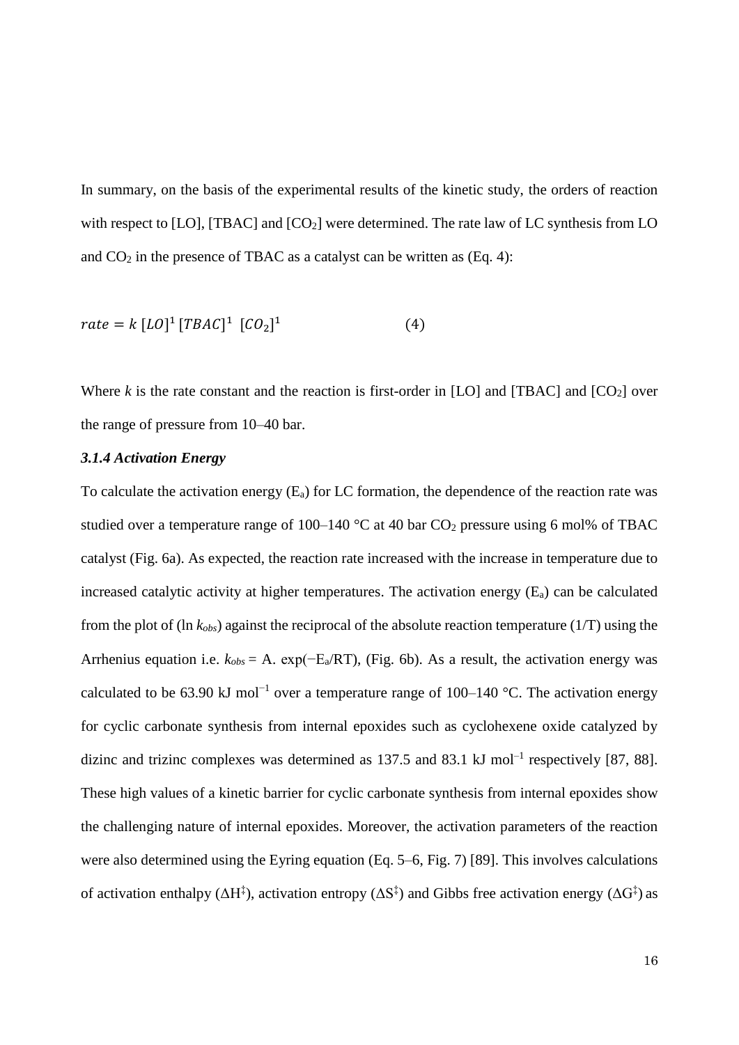In summary, on the basis of the experimental results of the kinetic study, the orders of reaction with respect to [LO], [TBAC] and [$CO_2$] were determined. The rate law of LC synthesis from LO and $CO_2$ in the presence of TBAC as a catalyst can be written as (Eq. 4):

$$rate = k\,[LO]^1\,[TBAC]^1\,\,[CO_2]^1 \qquad (4)$$

Where $k$ is the rate constant and the reaction is first-order in [LO] and [TBAC] and [$CO_2$] over the range of pressure from 10–40 bar.

### *3.1.4 Activation Energy*

To calculate the activation energy ($E_a$) for LC formation, the dependence of the reaction rate was studied over a temperature range of 100–140 °C at 40 bar $CO_2$ pressure using 6 mol% of TBAC catalyst (Fig. 6a). As expected, the reaction rate increased with the increase in temperature due to increased catalytic activity at higher temperatures. The activation energy ($E_a$) can be calculated from the plot of (ln $k_{obs}$) against the reciprocal of the absolute reaction temperature (1/T) using the Arrhenius equation i.e. $k_{obs} = A.\ \exp(-E_a/RT)$, (Fig. 6b). As a result, the activation energy was calculated to be 63.90 kJ mol$^{-1}$ over a temperature range of 100–140 °C. The activation energy for cyclic carbonate synthesis from internal epoxides such as cyclohexene oxide catalyzed by dizinc and trizinc complexes was determined as 137.5 and 83.1 kJ mol$^{-1}$ respectively [87, 88]. These high values of a kinetic barrier for cyclic carbonate synthesis from internal epoxides show the challenging nature of internal epoxides. Moreover, the activation parameters of the reaction were also determined using the Eyring equation (Eq. 5–6, Fig. 7) [89]. This involves calculations of activation enthalpy ($\Delta H^{\ddagger}$), activation entropy ($\Delta S^{\ddagger}$) and Gibbs free activation energy ($\Delta G^{\ddagger}$) as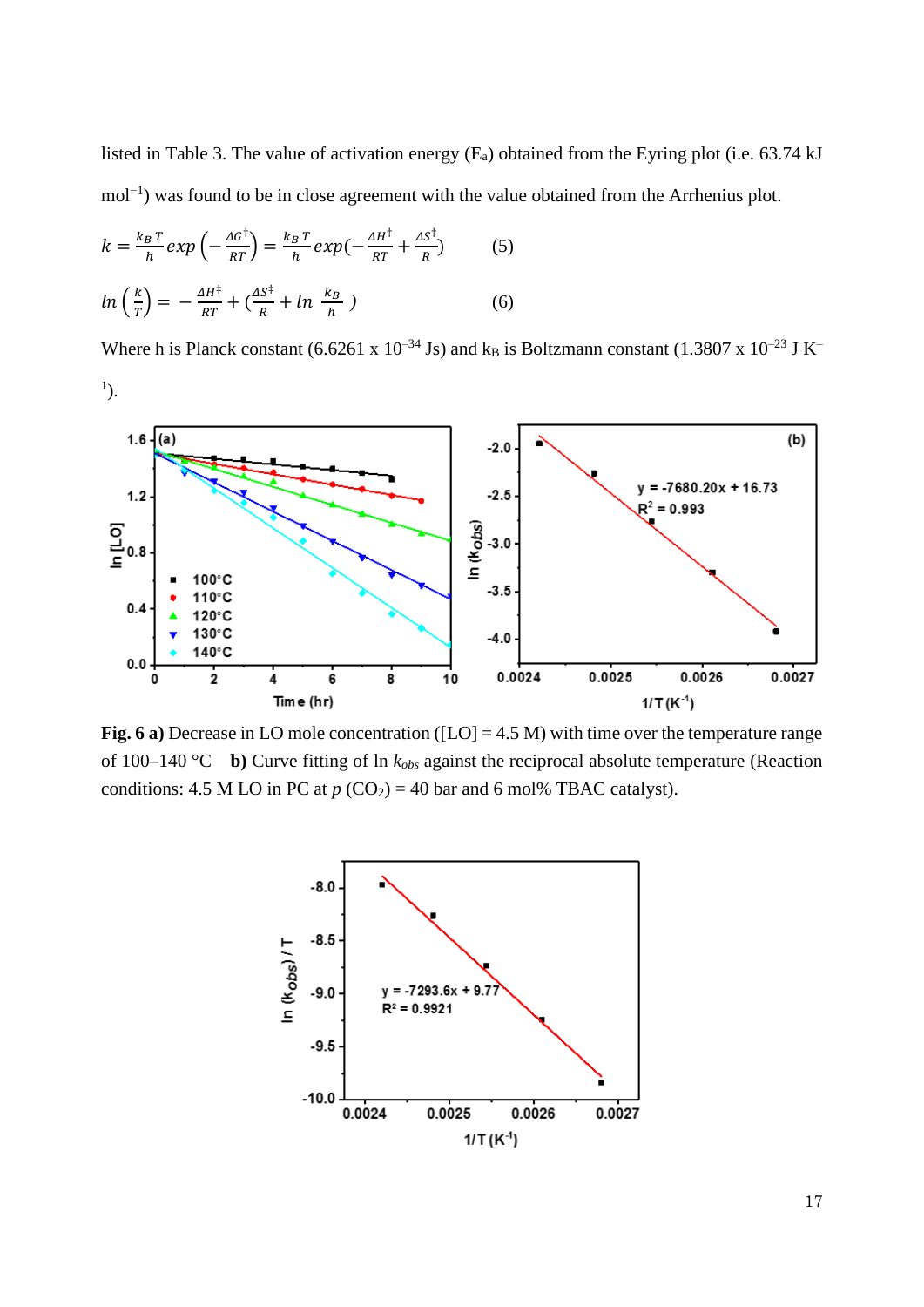listed in Table 3. The value of activation energy ($E_a$) obtained from the Eyring plot (i.e. 63.74 kJ mol$^{-1}$) was found to be in close agreement with the value obtained from the Arrhenius plot.

$$k = \frac{k_B T}{h} exp\left(-\frac{\Delta G^{\ddagger}}{RT}\right) = \frac{k_B T}{h} exp\left(-\frac{\Delta H^{\ddagger}}{RT} + \frac{\Delta S^{\ddagger}}{R}\right) \quad (5)$$

$$ln\left(\frac{k}{T}\right) = -\frac{\Delta H^{\ddagger}}{RT} + \left(\frac{\Delta S^{\ddagger}}{R} + ln\ \frac{k_B}{h}\right) \quad (6)$$

Where h is Planck constant (6.6261 x $10^{-34}$ Js) and $k_B$ is Boltzmann constant (1.3807 x $10^{-23}$ J K$^{-1}$).

**Fig. 6 a)** Decrease in LO mole concentration ([LO] = 4.5 M) with time over the temperature range of 100–140 °C **b)** Curve fitting of ln $k_{obs}$ against the reciprocal absolute temperature (Reaction conditions: 4.5 M LO in PC at $p$ ($CO_2$) = 40 bar and 6 mol% TBAC catalyst).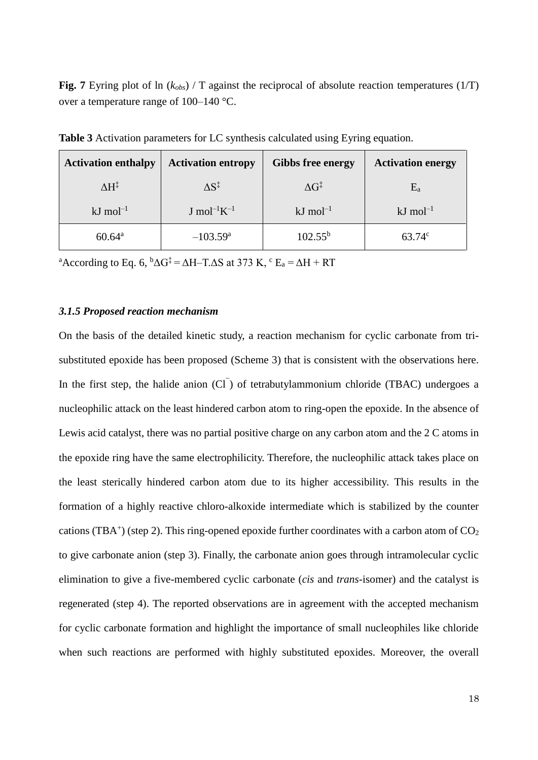**Fig. 7** Eyring plot of ln ($k_{obs}$) / T against the reciprocal of absolute reaction temperatures (1/T) over a temperature range of 100–140 °C.

**Table 3** Activation parameters for LC synthesis calculated using Eyring equation.

| **Activation enthalpy** $\Delta H^{‡}$ kJ mol$^{-1}$ | **Activation entropy** $\Delta S^{‡}$ J mol$^{-1}$K$^{-1}$ | **Gibbs free energy** $\Delta G^{‡}$ kJ mol$^{-1}$ | **Activation energy** $E_a$ kJ mol$^{-1}$ |
|---|---|---|---|
| 60.64[a] | –103.59[a] | 102.55[b] | 63.74[c] |

[a]According to Eq. 6, [b]$\Delta G^{‡} = \Delta H – T.\Delta S$ at 373 K, [c] $E_a = \Delta H + RT$

### *3.1.5 Proposed reaction mechanism*

On the basis of the detailed kinetic study, a reaction mechanism for cyclic carbonate from tri-substituted epoxide has been proposed (Scheme 3) that is consistent with the observations here. In the first step, the halide anion ($Cl^{-}$) of tetrabutylammonium chloride (TBAC) undergoes a nucleophilic attack on the least hindered carbon atom to ring-open the epoxide. In the absence of Lewis acid catalyst, there was no partial positive charge on any carbon atom and the 2 C atoms in the epoxide ring have the same electrophilicity. Therefore, the nucleophilic attack takes place on the least sterically hindered carbon atom due to its higher accessibility. This results in the formation of a highly reactive chloro-alkoxide intermediate which is stabilized by the counter cations ($TBA^{+}$) (step 2). This ring-opened epoxide further coordinates with a carbon atom of $CO_2$ to give carbonate anion (step 3). Finally, the carbonate anion goes through intramolecular cyclic elimination to give a five-membered cyclic carbonate (*cis* and *trans*-isomer) and the catalyst is regenerated (step 4). The reported observations are in agreement with the accepted mechanism for cyclic carbonate formation and highlight the importance of small nucleophiles like chloride when such reactions are performed with highly substituted epoxides. Moreover, the overall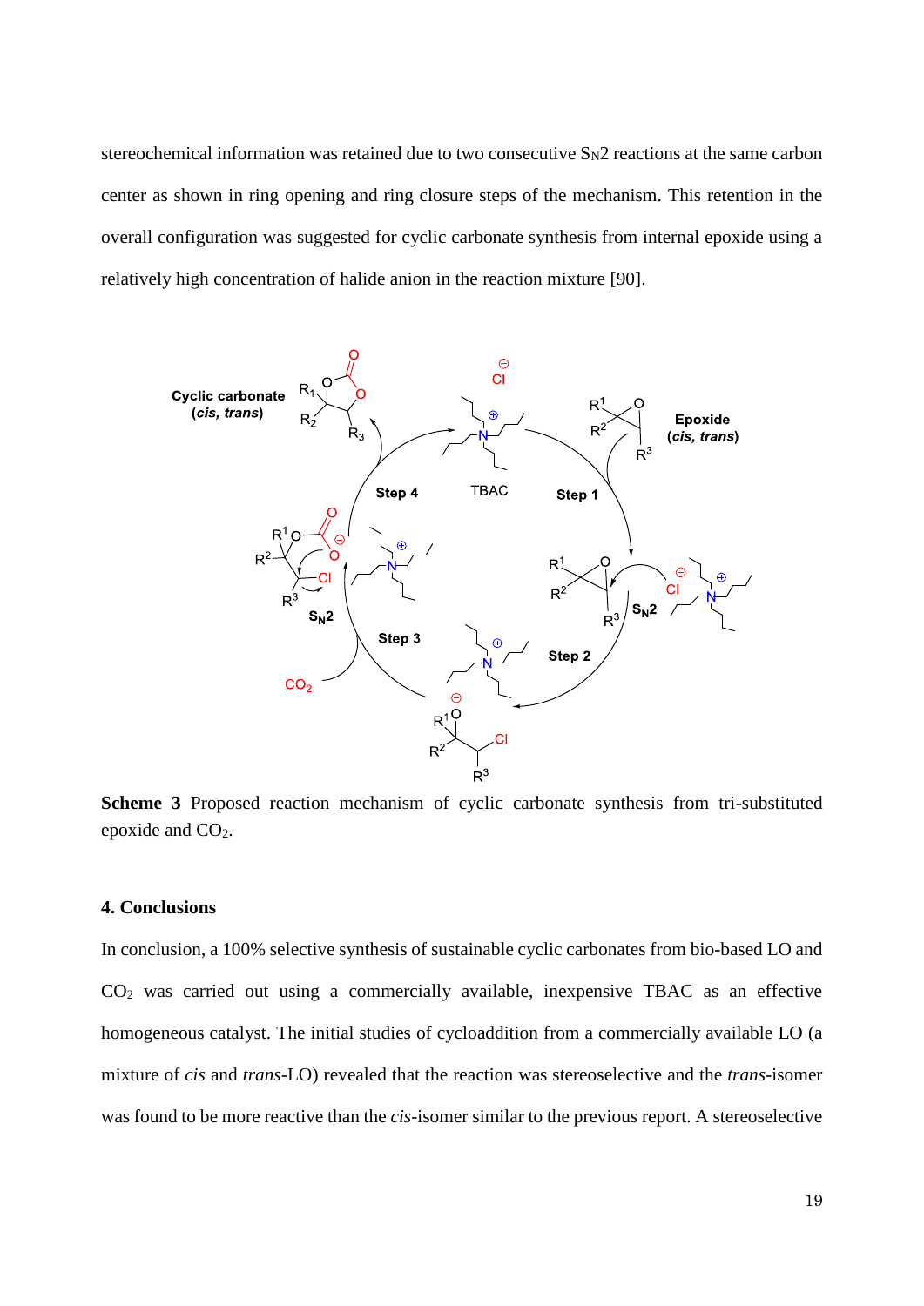stereochemical information was retained due to two consecutive $S_N2$ reactions at the same carbon center as shown in ring opening and ring closure steps of the mechanism. This retention in the overall configuration was suggested for cyclic carbonate synthesis from internal epoxide using a relatively high concentration of halide anion in the reaction mixture [90].

**Scheme 3** Proposed reaction mechanism of cyclic carbonate synthesis from tri-substituted epoxide and $CO_2$.

## 4. Conclusions

In conclusion, a 100% selective synthesis of sustainable cyclic carbonates from bio-based LO and $CO_2$ was carried out using a commercially available, inexpensive TBAC as an effective homogeneous catalyst. The initial studies of cycloaddition from a commercially available LO (a mixture of *cis* and *trans*-LO) revealed that the reaction was stereoselective and the *trans*-isomer was found to be more reactive than the *cis*-isomer similar to the previous report. A stereoselective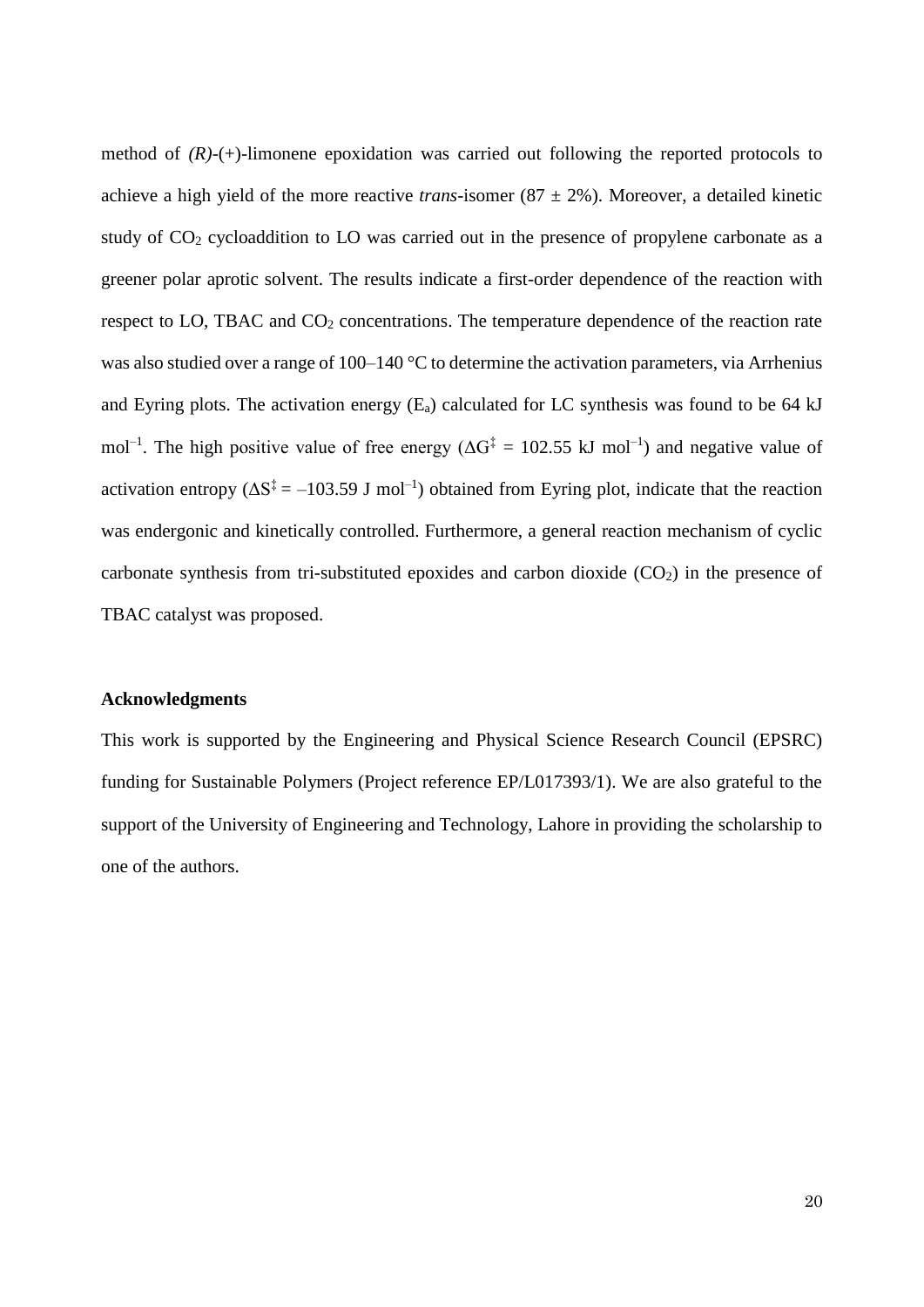method of *(R)*-(+)-limonene epoxidation was carried out following the reported protocols to achieve a high yield of the more reactive *trans*-isomer (87 ± 2%). Moreover, a detailed kinetic study of $CO_2$ cycloaddition to LO was carried out in the presence of propylene carbonate as a greener polar aprotic solvent. The results indicate a first-order dependence of the reaction with respect to LO, TBAC and $CO_2$ concentrations. The temperature dependence of the reaction rate was also studied over a range of 100–140 °C to determine the activation parameters, via Arrhenius and Eyring plots. The activation energy ($E_a$) calculated for LC synthesis was found to be 64 kJ mol$^{-1}$. The high positive value of free energy ($\Delta G^{\ddagger}$ = 102.55 kJ mol$^{-1}$) and negative value of activation entropy ($\Delta S^{\ddagger}$ = –103.59 J mol$^{-1}$) obtained from Eyring plot, indicate that the reaction was endergonic and kinetically controlled. Furthermore, a general reaction mechanism of cyclic carbonate synthesis from tri-substituted epoxides and carbon dioxide ($CO_2$) in the presence of TBAC catalyst was proposed.

**Acknowledgments**

This work is supported by the Engineering and Physical Science Research Council (EPSRC) funding for Sustainable Polymers (Project reference EP/L017393/1). We are also grateful to the support of the University of Engineering and Technology, Lahore in providing the scholarship to one of the authors.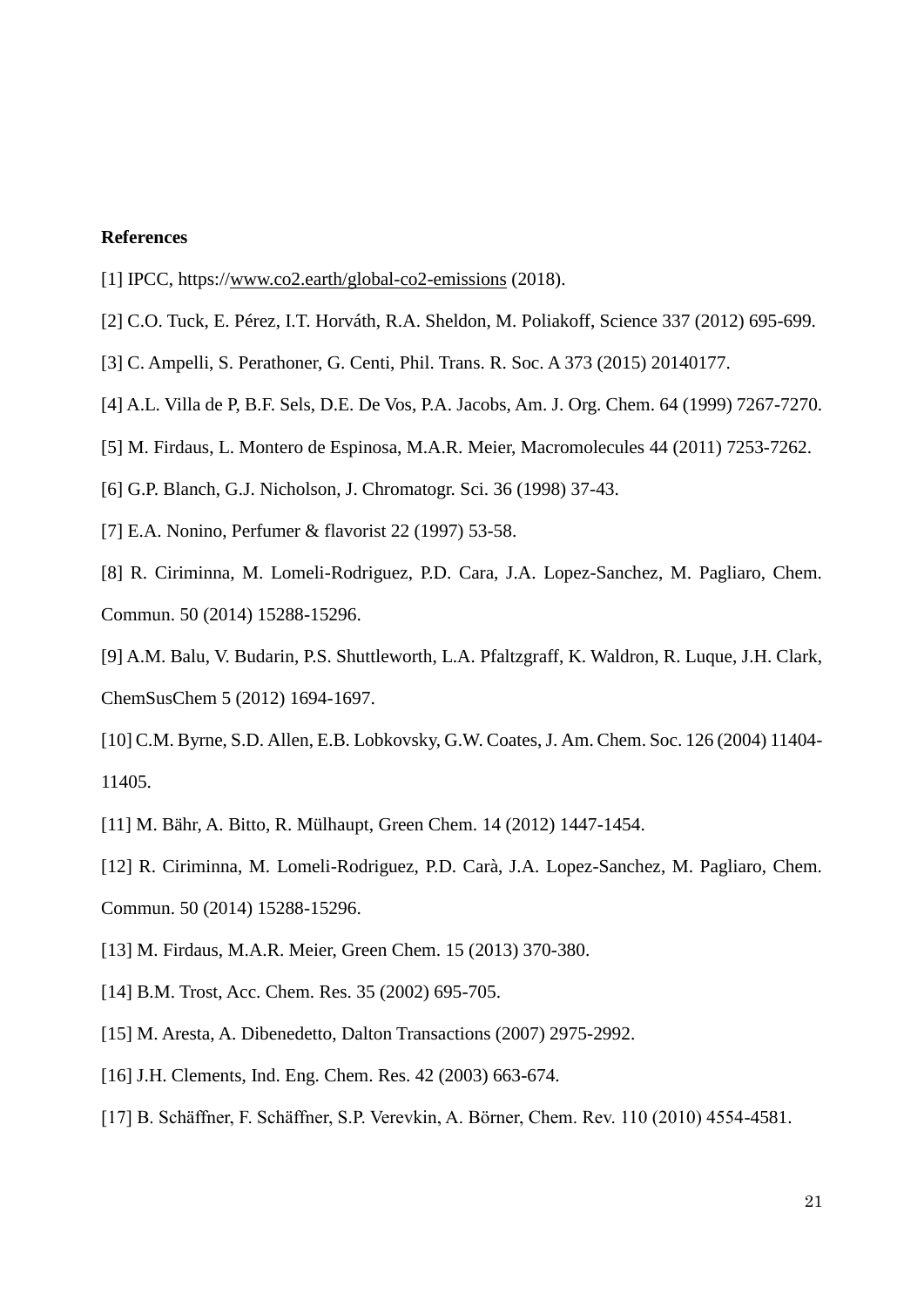**References**

[1] IPCC, https://www.co2.earth/global-co2-emissions (2018).

[2] C.O. Tuck, E. Pérez, I.T. Horváth, R.A. Sheldon, M. Poliakoff, Science 337 (2012) 695-699.

[3] C. Ampelli, S. Perathoner, G. Centi, Phil. Trans. R. Soc. A 373 (2015) 20140177.

[4] A.L. Villa de P, B.F. Sels, D.E. De Vos, P.A. Jacobs, Am. J. Org. Chem. 64 (1999) 7267-7270.

[5] M. Firdaus, L. Montero de Espinosa, M.A.R. Meier, Macromolecules 44 (2011) 7253-7262.

[6] G.P. Blanch, G.J. Nicholson, J. Chromatogr. Sci. 36 (1998) 37-43.

[7] E.A. Nonino, Perfumer & flavorist 22 (1997) 53-58.

[8] R. Ciriminna, M. Lomeli-Rodriguez, P.D. Cara, J.A. Lopez-Sanchez, M. Pagliaro, Chem. Commun. 50 (2014) 15288-15296.

[9] A.M. Balu, V. Budarin, P.S. Shuttleworth, L.A. Pfaltzgraff, K. Waldron, R. Luque, J.H. Clark, ChemSusChem 5 (2012) 1694-1697.

[10] C.M. Byrne, S.D. Allen, E.B. Lobkovsky, G.W. Coates, J. Am. Chem. Soc. 126 (2004) 11404-11405.

[11] M. Bähr, A. Bitto, R. Mülhaupt, Green Chem. 14 (2012) 1447-1454.

[12] R. Ciriminna, M. Lomeli-Rodriguez, P.D. Carà, J.A. Lopez-Sanchez, M. Pagliaro, Chem. Commun. 50 (2014) 15288-15296.

[13] M. Firdaus, M.A.R. Meier, Green Chem. 15 (2013) 370-380.

[14] B.M. Trost, Acc. Chem. Res. 35 (2002) 695-705.

[15] M. Aresta, A. Dibenedetto, Dalton Transactions (2007) 2975-2992.

[16] J.H. Clements, Ind. Eng. Chem. Res. 42 (2003) 663-674.

[17] B. Schäffner, F. Schäffner, S.P. Verevkin, A. Börner, Chem. Rev. 110 (2010) 4554-4581.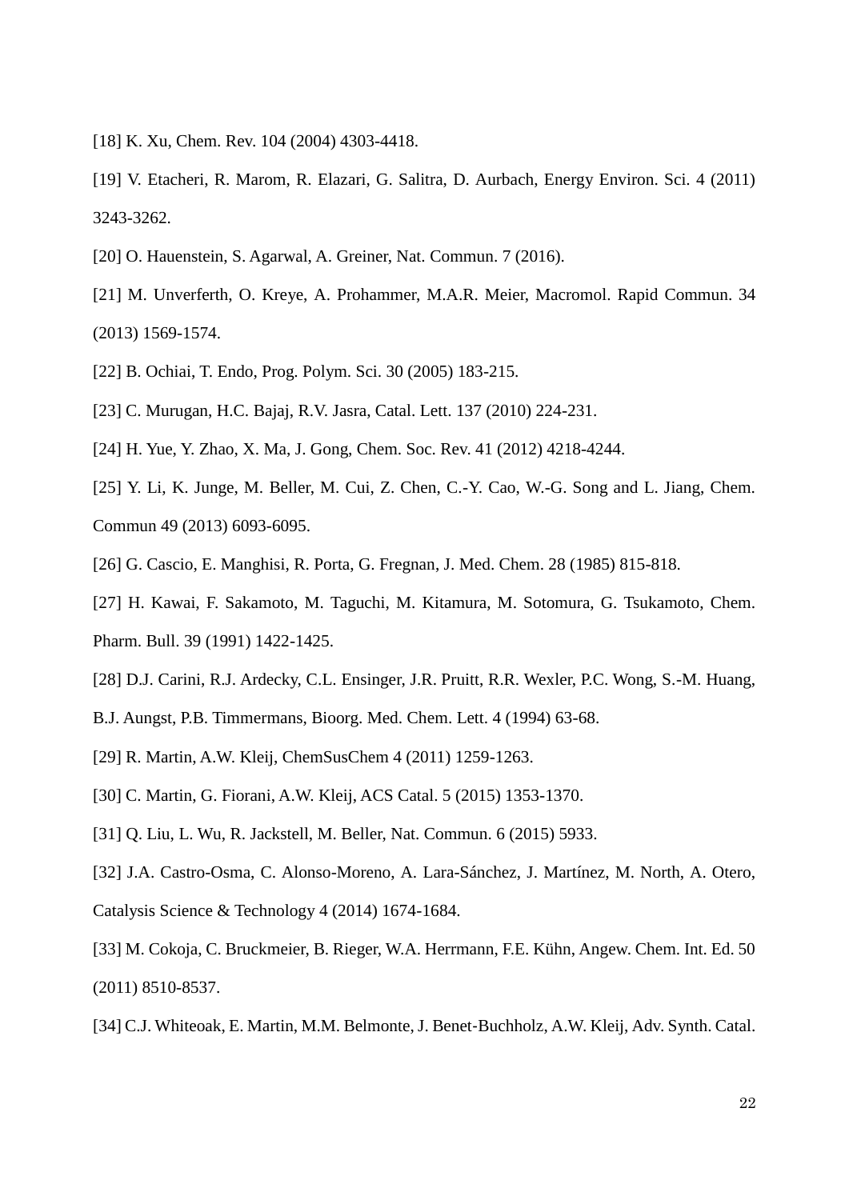[18] K. Xu, Chem. Rev. 104 (2004) 4303-4418.

[19] V. Etacheri, R. Marom, R. Elazari, G. Salitra, D. Aurbach, Energy Environ. Sci. 4 (2011) 3243-3262.

[20] O. Hauenstein, S. Agarwal, A. Greiner, Nat. Commun. 7 (2016).

[21] M. Unverferth, O. Kreye, A. Prohammer, M.A.R. Meier, Macromol. Rapid Commun. 34 (2013) 1569-1574.

[22] B. Ochiai, T. Endo, Prog. Polym. Sci. 30 (2005) 183-215.

[23] C. Murugan, H.C. Bajaj, R.V. Jasra, Catal. Lett. 137 (2010) 224-231.

[24] H. Yue, Y. Zhao, X. Ma, J. Gong, Chem. Soc. Rev. 41 (2012) 4218-4244.

[25] Y. Li, K. Junge, M. Beller, M. Cui, Z. Chen, C.-Y. Cao, W.-G. Song and L. Jiang, Chem. Commun 49 (2013) 6093-6095.

[26] G. Cascio, E. Manghisi, R. Porta, G. Fregnan, J. Med. Chem. 28 (1985) 815-818.

[27] H. Kawai, F. Sakamoto, M. Taguchi, M. Kitamura, M. Sotomura, G. Tsukamoto, Chem. Pharm. Bull. 39 (1991) 1422-1425.

[28] D.J. Carini, R.J. Ardecky, C.L. Ensinger, J.R. Pruitt, R.R. Wexler, P.C. Wong, S.-M. Huang, B.J. Aungst, P.B. Timmermans, Bioorg. Med. Chem. Lett. 4 (1994) 63-68.

[29] R. Martin, A.W. Kleij, ChemSusChem 4 (2011) 1259-1263.

[30] C. Martin, G. Fiorani, A.W. Kleij, ACS Catal. 5 (2015) 1353-1370.

[31] Q. Liu, L. Wu, R. Jackstell, M. Beller, Nat. Commun. 6 (2015) 5933.

[32] J.A. Castro-Osma, C. Alonso-Moreno, A. Lara-Sánchez, J. Martínez, M. North, A. Otero, Catalysis Science & Technology 4 (2014) 1674-1684.

[33] M. Cokoja, C. Bruckmeier, B. Rieger, W.A. Herrmann, F.E. Kühn, Angew. Chem. Int. Ed. 50 (2011) 8510-8537.

[34] C.J. Whiteoak, E. Martin, M.M. Belmonte, J. Benet-Buchholz, A.W. Kleij, Adv. Synth. Catal.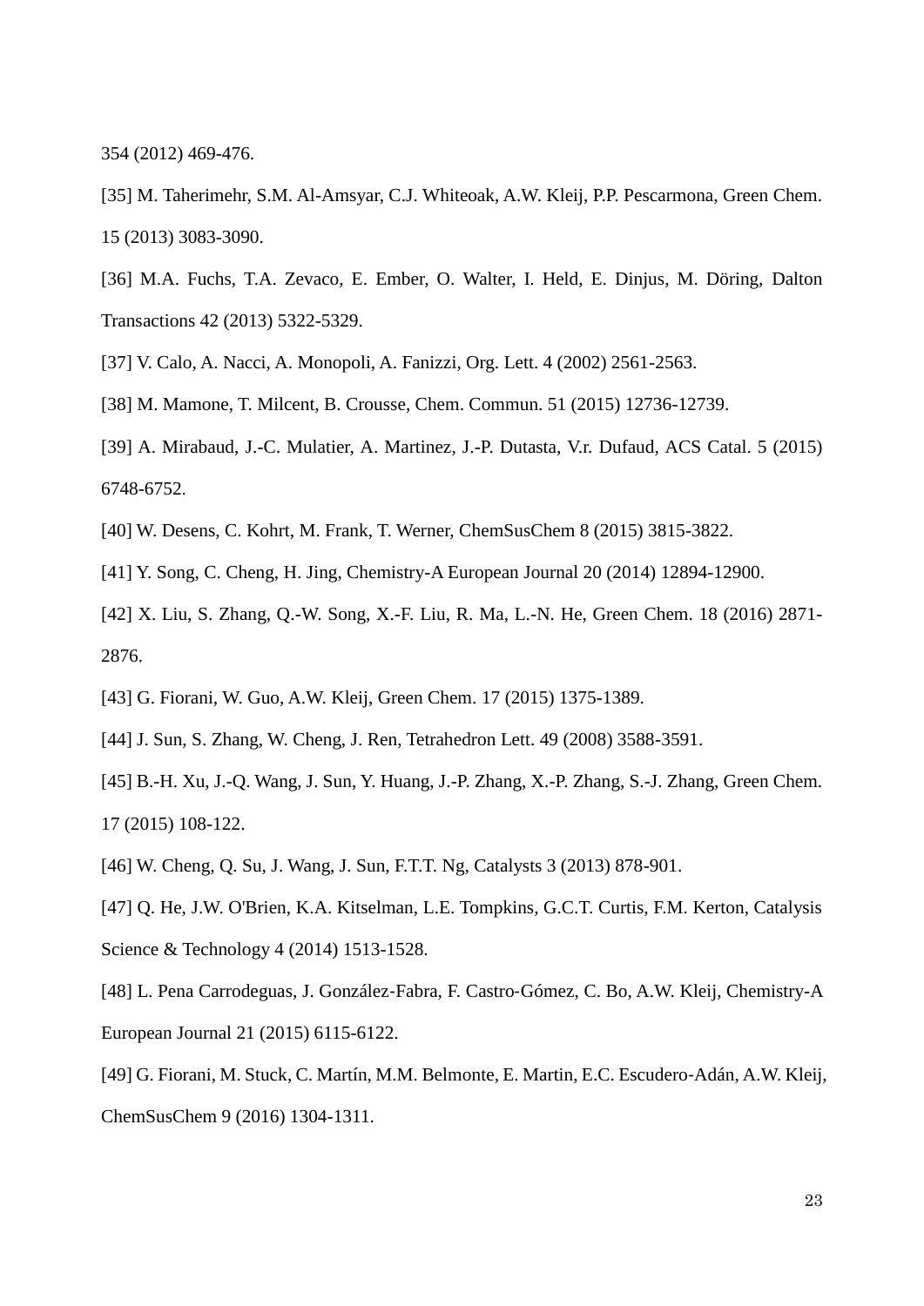354 (2012) 469-476.

[35] M. Taherimehr, S.M. Al-Amsyar, C.J. Whiteoak, A.W. Kleij, P.P. Pescarmona, Green Chem. 15 (2013) 3083-3090.

[36] M.A. Fuchs, T.A. Zevaco, E. Ember, O. Walter, I. Held, E. Dinjus, M. Döring, Dalton Transactions 42 (2013) 5322-5329.

[37] V. Calo, A. Nacci, A. Monopoli, A. Fanizzi, Org. Lett. 4 (2002) 2561-2563.

[38] M. Mamone, T. Milcent, B. Crousse, Chem. Commun. 51 (2015) 12736-12739.

[39] A. Mirabaud, J.-C. Mulatier, A. Martinez, J.-P. Dutasta, V.r. Dufaud, ACS Catal. 5 (2015) 6748-6752.

[40] W. Desens, C. Kohrt, M. Frank, T. Werner, ChemSusChem 8 (2015) 3815-3822.

[41] Y. Song, C. Cheng, H. Jing, Chemistry-A European Journal 20 (2014) 12894-12900.

[42] X. Liu, S. Zhang, Q.-W. Song, X.-F. Liu, R. Ma, L.-N. He, Green Chem. 18 (2016) 2871-2876.

[43] G. Fiorani, W. Guo, A.W. Kleij, Green Chem. 17 (2015) 1375-1389.

[44] J. Sun, S. Zhang, W. Cheng, J. Ren, Tetrahedron Lett. 49 (2008) 3588-3591.

[45] B.-H. Xu, J.-Q. Wang, J. Sun, Y. Huang, J.-P. Zhang, X.-P. Zhang, S.-J. Zhang, Green Chem. 17 (2015) 108-122.

[46] W. Cheng, Q. Su, J. Wang, J. Sun, F.T.T. Ng, Catalysts 3 (2013) 878-901.

[47] Q. He, J.W. O'Brien, K.A. Kitselman, L.E. Tompkins, G.C.T. Curtis, F.M. Kerton, Catalysis Science & Technology 4 (2014) 1513-1528.

[48] L. Pena Carrodeguas, J. González-Fabra, F. Castro-Gómez, C. Bo, A.W. Kleij, Chemistry-A European Journal 21 (2015) 6115-6122.

[49] G. Fiorani, M. Stuck, C. Martín, M.M. Belmonte, E. Martin, E.C. Escudero-Adán, A.W. Kleij, ChemSusChem 9 (2016) 1304-1311.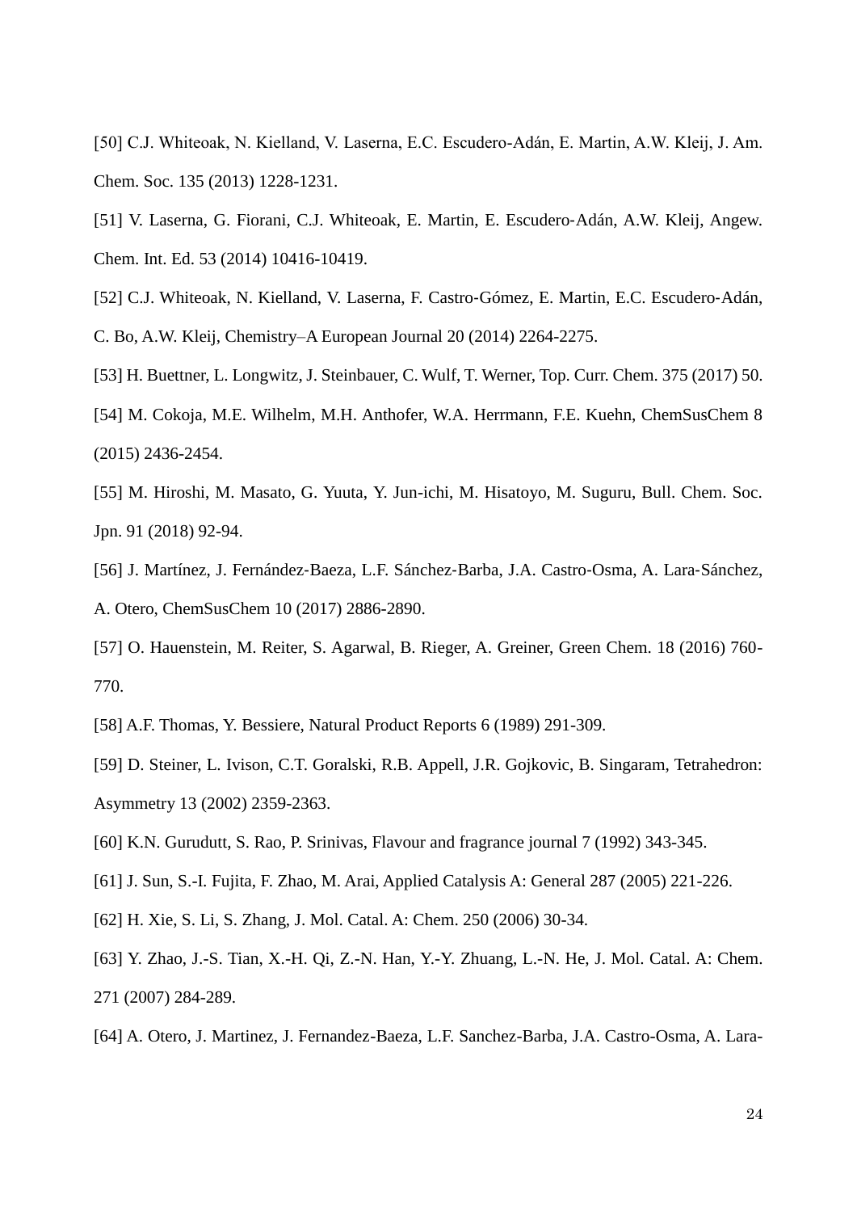[50] C.J. Whiteoak, N. Kielland, V. Laserna, E.C. Escudero-Adán, E. Martin, A.W. Kleij, J. Am. Chem. Soc. 135 (2013) 1228-1231.

[51] V. Laserna, G. Fiorani, C.J. Whiteoak, E. Martin, E. Escudero-Adán, A.W. Kleij, Angew. Chem. Int. Ed. 53 (2014) 10416-10419.

[52] C.J. Whiteoak, N. Kielland, V. Laserna, F. Castro-Gómez, E. Martin, E.C. Escudero-Adán, C. Bo, A.W. Kleij, Chemistry–A European Journal 20 (2014) 2264-2275.

[53] H. Buettner, L. Longwitz, J. Steinbauer, C. Wulf, T. Werner, Top. Curr. Chem. 375 (2017) 50.

[54] M. Cokoja, M.E. Wilhelm, M.H. Anthofer, W.A. Herrmann, F.E. Kuehn, ChemSusChem 8 (2015) 2436-2454.

[55] M. Hiroshi, M. Masato, G. Yuuta, Y. Jun-ichi, M. Hisatoyo, M. Suguru, Bull. Chem. Soc. Jpn. 91 (2018) 92-94.

[56] J. Martínez, J. Fernández-Baeza, L.F. Sánchez-Barba, J.A. Castro-Osma, A. Lara-Sánchez, A. Otero, ChemSusChem 10 (2017) 2886-2890.

[57] O. Hauenstein, M. Reiter, S. Agarwal, B. Rieger, A. Greiner, Green Chem. 18 (2016) 760-770.

[58] A.F. Thomas, Y. Bessiere, Natural Product Reports 6 (1989) 291-309.

[59] D. Steiner, L. Ivison, C.T. Goralski, R.B. Appell, J.R. Gojkovic, B. Singaram, Tetrahedron: Asymmetry 13 (2002) 2359-2363.

[60] K.N. Gurudutt, S. Rao, P. Srinivas, Flavour and fragrance journal 7 (1992) 343-345.

[61] J. Sun, S.-I. Fujita, F. Zhao, M. Arai, Applied Catalysis A: General 287 (2005) 221-226.

[62] H. Xie, S. Li, S. Zhang, J. Mol. Catal. A: Chem. 250 (2006) 30-34.

[63] Y. Zhao, J.-S. Tian, X.-H. Qi, Z.-N. Han, Y.-Y. Zhuang, L.-N. He, J. Mol. Catal. A: Chem. 271 (2007) 284-289.

[64] A. Otero, J. Martinez, J. Fernandez-Baeza, L.F. Sanchez-Barba, J.A. Castro-Osma, A. Lara-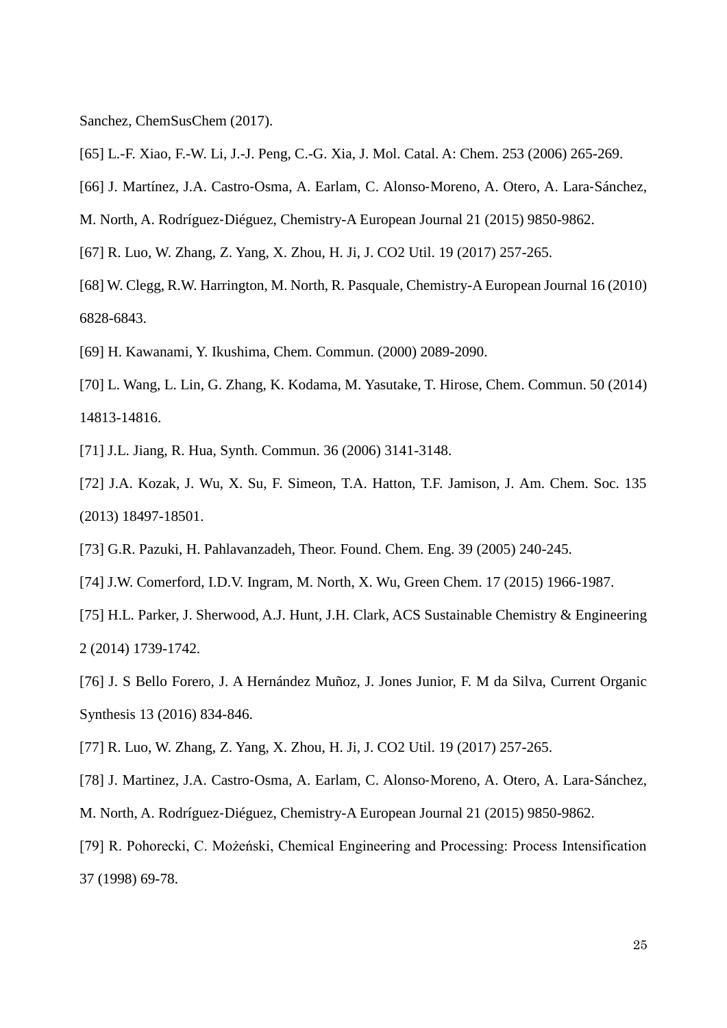Sanchez, ChemSusChem (2017).

[65] L.-F. Xiao, F.-W. Li, J.-J. Peng, C.-G. Xia, J. Mol. Catal. A: Chem. 253 (2006) 265-269.

[66] J. Martínez, J.A. Castro-Osma, A. Earlam, C. Alonso-Moreno, A. Otero, A. Lara-Sánchez, M. North, A. Rodríguez-Diéguez, Chemistry-A European Journal 21 (2015) 9850-9862.

[67] R. Luo, W. Zhang, Z. Yang, X. Zhou, H. Ji, J. CO2 Util. 19 (2017) 257-265.

[68] W. Clegg, R.W. Harrington, M. North, R. Pasquale, Chemistry-A European Journal 16 (2010) 6828-6843.

[69] H. Kawanami, Y. Ikushima, Chem. Commun. (2000) 2089-2090.

[70] L. Wang, L. Lin, G. Zhang, K. Kodama, M. Yasutake, T. Hirose, Chem. Commun. 50 (2014) 14813-14816.

[71] J.L. Jiang, R. Hua, Synth. Commun. 36 (2006) 3141-3148.

[72] J.A. Kozak, J. Wu, X. Su, F. Simeon, T.A. Hatton, T.F. Jamison, J. Am. Chem. Soc. 135 (2013) 18497-18501.

[73] G.R. Pazuki, H. Pahlavanzadeh, Theor. Found. Chem. Eng. 39 (2005) 240-245.

[74] J.W. Comerford, I.D.V. Ingram, M. North, X. Wu, Green Chem. 17 (2015) 1966-1987.

[75] H.L. Parker, J. Sherwood, A.J. Hunt, J.H. Clark, ACS Sustainable Chemistry & Engineering 2 (2014) 1739-1742.

[76] J. S Bello Forero, J. A Hernández Muñoz, J. Jones Junior, F. M da Silva, Current Organic Synthesis 13 (2016) 834-846.

[77] R. Luo, W. Zhang, Z. Yang, X. Zhou, H. Ji, J. CO2 Util. 19 (2017) 257-265.

[78] J. Martinez, J.A. Castro-Osma, A. Earlam, C. Alonso-Moreno, A. Otero, A. Lara-Sánchez, M. North, A. Rodríguez-Diéguez, Chemistry-A European Journal 21 (2015) 9850-9862.

[79] R. Pohorecki, C. Możeński, Chemical Engineering and Processing: Process Intensification 37 (1998) 69-78.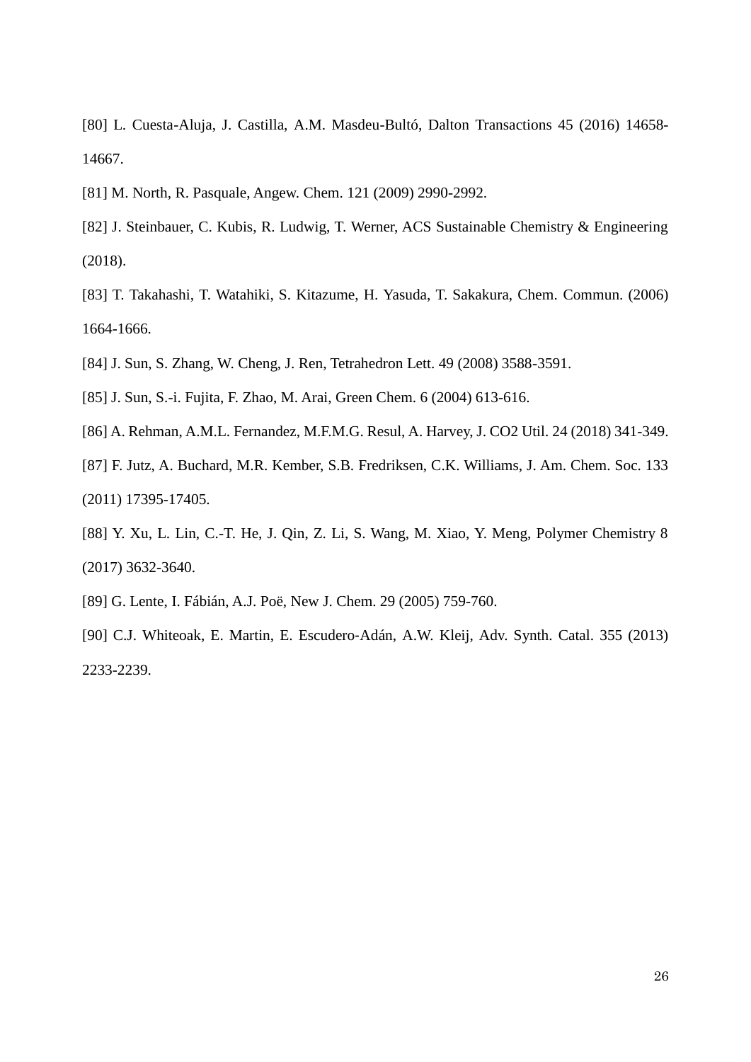[80] L. Cuesta-Aluja, J. Castilla, A.M. Masdeu-Bultó, Dalton Transactions 45 (2016) 14658-14667.

[81] M. North, R. Pasquale, Angew. Chem. 121 (2009) 2990-2992.

[82] J. Steinbauer, C. Kubis, R. Ludwig, T. Werner, ACS Sustainable Chemistry & Engineering (2018).

[83] T. Takahashi, T. Watahiki, S. Kitazume, H. Yasuda, T. Sakakura, Chem. Commun. (2006) 1664-1666.

[84] J. Sun, S. Zhang, W. Cheng, J. Ren, Tetrahedron Lett. 49 (2008) 3588-3591.

[85] J. Sun, S.-i. Fujita, F. Zhao, M. Arai, Green Chem. 6 (2004) 613-616.

[86] A. Rehman, A.M.L. Fernandez, M.F.M.G. Resul, A. Harvey, J. CO2 Util. 24 (2018) 341-349.

[87] F. Jutz, A. Buchard, M.R. Kember, S.B. Fredriksen, C.K. Williams, J. Am. Chem. Soc. 133 (2011) 17395-17405.

[88] Y. Xu, L. Lin, C.-T. He, J. Qin, Z. Li, S. Wang, M. Xiao, Y. Meng, Polymer Chemistry 8 (2017) 3632-3640.

[89] G. Lente, I. Fábián, A.J. Poë, New J. Chem. 29 (2005) 759-760.

[90] C.J. Whiteoak, E. Martin, E. Escudero-Adán, A.W. Kleij, Adv. Synth. Catal. 355 (2013) 2233-2239.